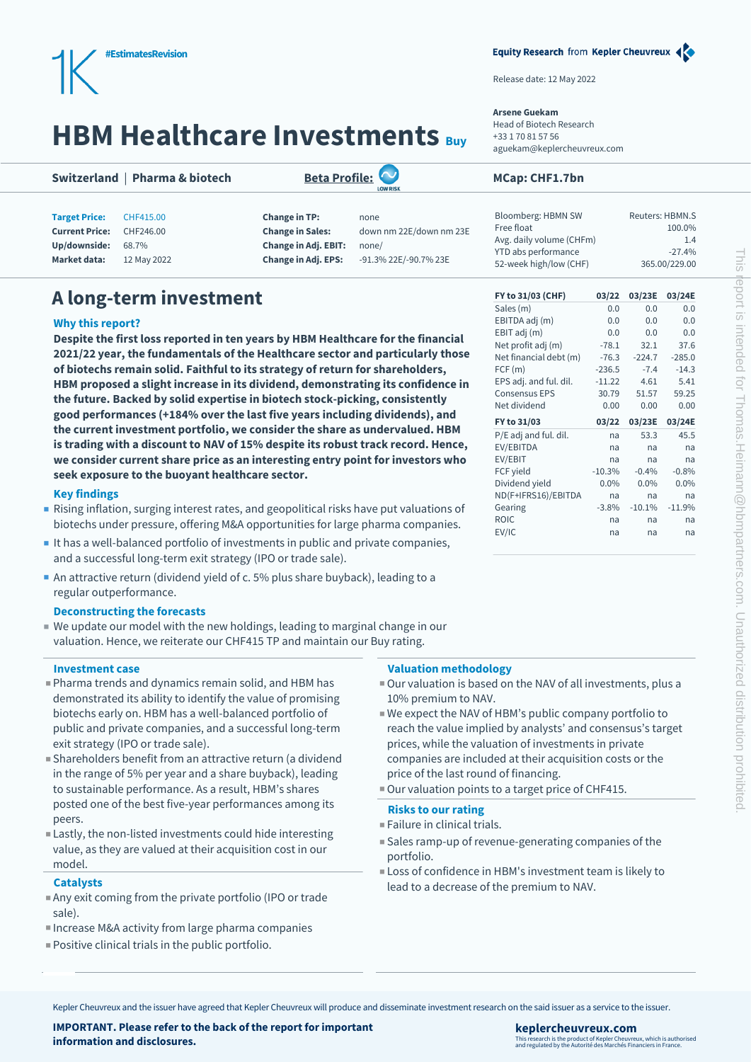#EstimatesRevision

Equity Research from Kepler Cheuvreux

Release date: 12 May 2022

**Arsene Guekam**
Head of Biotech Research
+33 1 70 81 57 56
aguekam@keplercheuvreux.com

# HBM Healthcare Investments Buy

**Switzerland | Pharma & biotech** **Beta Profile:** LOW RISK **MCap: CHF1.7bn**

| | | | |
|---|---|---|---|
| **Target Price:** | CHF415.00 | **Change in TP:** | none |
| **Current Price:** | CHF246.00 | **Change in Sales:** | down nm 22E/down nm 23E |
| **Up/downside:** | 68.7% | **Change in Adj. EBIT:** | none/ |
| **Market data:** | 12 May 2022 | **Change in Adj. EPS:** | -91.3% 22E/-90.7% 23E |

| | |
|---|---|
| Bloomberg: HBMN SW | Reuters: HBMN.S |
| Free float | 100.0% |
| Avg. daily volume (CHFm) | 1.4 |
| YTD abs performance | -27.4% |
| 52-week high/low (CHF) | 365.00/229.00 |

## A long-term investment

### Why this report?

**Despite the first loss reported in ten years by HBM Healthcare for the financial 2021/22 year, the fundamentals of the Healthcare sector and particularly those of biotechs remain solid. Faithful to its strategy of return for shareholders, HBM proposed a slight increase in its dividend, demonstrating its confidence in the future. Backed by solid expertise in biotech stock-picking, consistently good performances (+184% over the last five years including dividends), and the current investment portfolio, we consider the share as undervalued. HBM is trading with a discount to NAV of 15% despite its robust track record. Hence, we consider current share price as an interesting entry point for investors who seek exposure to the buoyant healthcare sector.**

### Key findings

- Rising inflation, surging interest rates, and geopolitical risks have put valuations of biotechs under pressure, offering M&A opportunities for large pharma companies.
- It has a well-balanced portfolio of investments in public and private companies, and a successful long-term exit strategy (IPO or trade sale).
- An attractive return (dividend yield of c. 5% plus share buyback), leading to a regular outperformance.

### Deconstructing the forecasts

- We update our model with the new holdings, leading to marginal change in our valuation. Hence, we reiterate our CHF415 TP and maintain our Buy rating.

| FY to 31/03 (CHF) | 03/22 | 03/23E | 03/24E |
|---|---|---|---|
| Sales (m) | 0.0 | 0.0 | 0.0 |
| EBITDA adj (m) | 0.0 | 0.0 | 0.0 |
| EBIT adj (m) | 0.0 | 0.0 | 0.0 |
| Net profit adj (m) | -78.1 | 32.1 | 37.6 |
| Net financial debt (m) | -76.3 | -224.7 | -285.0 |
| FCF (m) | -236.5 | -7.4 | -14.3 |
| EPS adj. and ful. dil. | -11.22 | 4.61 | 5.41 |
| Consensus EPS | 30.79 | 51.57 | 59.25 |
| Net dividend | 0.00 | 0.00 | 0.00 |
| **FY to 31/03** | **03/22** | **03/23E** | **03/24E** |
| P/E adj and ful. dil. | na | 53.3 | 45.5 |
| EV/EBITDA | na | na | na |
| EV/EBIT | na | na | na |
| FCF yield | -10.3% | -0.4% | -0.8% |
| Dividend yield | 0.0% | 0.0% | 0.0% |
| ND(F+IFRS16)/EBITDA | na | na | na |
| Gearing | -3.8% | -10.1% | -11.9% |
| ROIC | na | na | na |
| EV/IC | na | na | na |

### Investment case

- Pharma trends and dynamics remain solid, and HBM has demonstrated its ability to identify the value of promising biotechs early on. HBM has a well-balanced portfolio of public and private companies, and a successful long-term exit strategy (IPO or trade sale).
- Shareholders benefit from an attractive return (a dividend in the range of 5% per year and a share buyback), leading to sustainable performance. As a result, HBM's shares posted one of the best five-year performances among its peers.
- Lastly, the non-listed investments could hide interesting value, as they are valued at their acquisition cost in our model.

### Catalysts

- Any exit coming from the private portfolio (IPO or trade sale).
- Increase M&A activity from large pharma companies
- Positive clinical trials in the public portfolio.

### Valuation methodology

- Our valuation is based on the NAV of all investments, plus a 10% premium to NAV.
- We expect the NAV of HBM's public company portfolio to reach the value implied by analysts' and consensus's target prices, while the valuation of investments in private companies are included at their acquisition costs or the price of the last round of financing.
- Our valuation points to a target price of CHF415.

### Risks to our rating

- Failure in clinical trials.
- Sales ramp-up of revenue-generating companies of the portfolio.
- Loss of confidence in HBM's investment team is likely to lead to a decrease of the premium to NAV.

Kepler Cheuvreux and the issuer have agreed that Kepler Cheuvreux will produce and disseminate investment research on the said issuer as a service to the issuer.

**IMPORTANT. Please refer to the back of the report for important information and disclosures.**

**keplercheuvreux.com**
This research is the product of Kepler Cheuvreux, which is authorised and regulated by the Autorité des Marchés Financiers in France.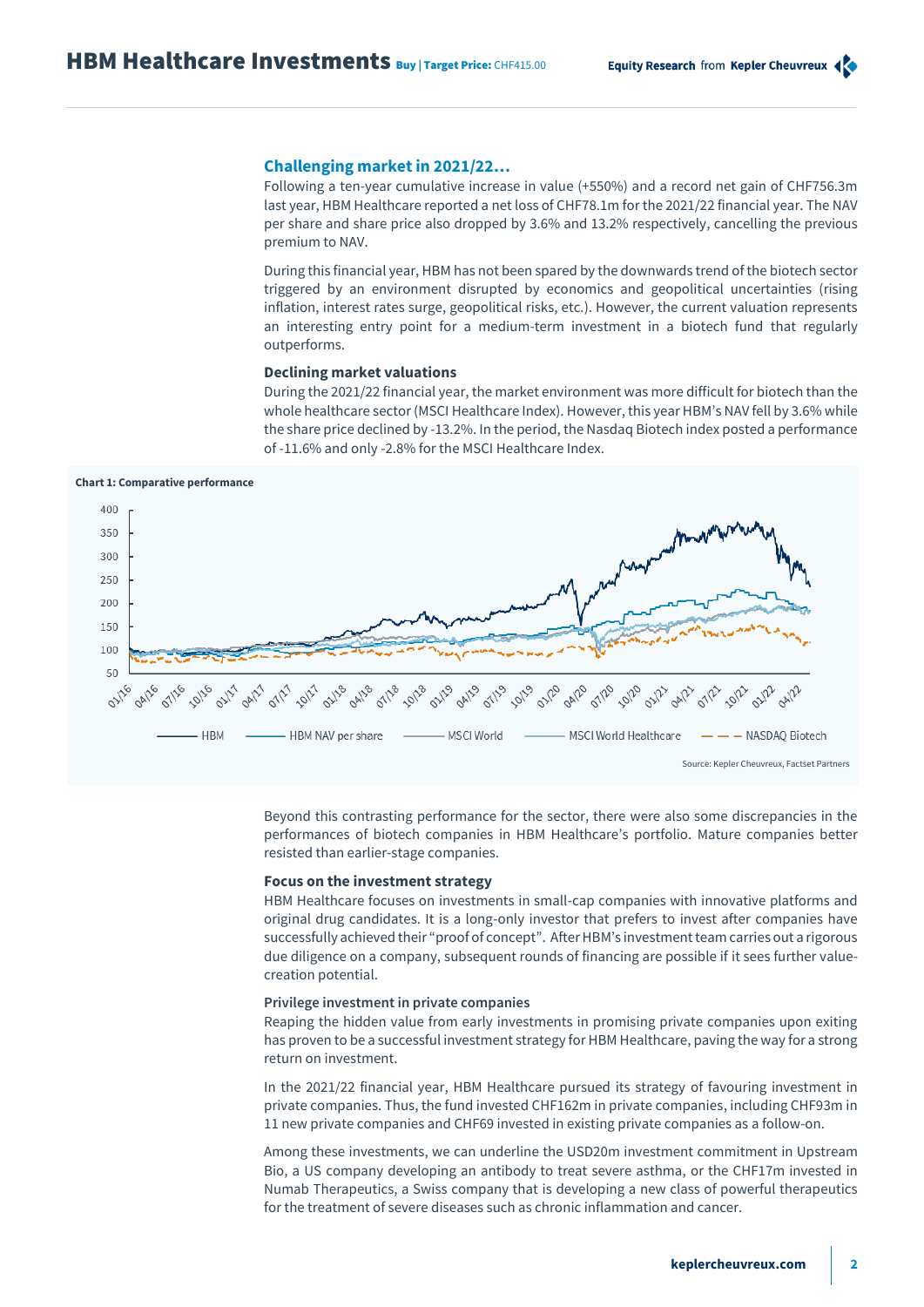## Challenging market in 2021/22…

Following a ten-year cumulative increase in value (+550%) and a record net gain of CHF756.3m last year, HBM Healthcare reported a net loss of CHF78.1m for the 2021/22 financial year. The NAV per share and share price also dropped by 3.6% and 13.2% respectively, cancelling the previous premium to NAV.

During this financial year, HBM has not been spared by the downwards trend of the biotech sector triggered by an environment disrupted by economics and geopolitical uncertainties (rising inflation, interest rates surge, geopolitical risks, etc.). However, the current valuation represents an interesting entry point for a medium-term investment in a biotech fund that regularly outperforms.

### Declining market valuations

During the 2021/22 financial year, the market environment was more difficult for biotech than the whole healthcare sector (MSCI Healthcare Index). However, this year HBM's NAV fell by 3.6% while the share price declined by -13.2%. In the period, the Nasdaq Biotech index posted a performance of -11.6% and only -2.8% for the MSCI Healthcare Index.

**Chart 1: Comparative performance**

Source: Kepler Cheuvreux, Factset Partners

Beyond this contrasting performance for the sector, there were also some discrepancies in the performances of biotech companies in HBM Healthcare's portfolio. Mature companies better resisted than earlier-stage companies.

### Focus on the investment strategy

HBM Healthcare focuses on investments in small-cap companies with innovative platforms and original drug candidates. It is a long-only investor that prefers to invest after companies have successfully achieved their "proof of concept". After HBM's investment team carries out a rigorous due diligence on a company, subsequent rounds of financing are possible if it sees further value-creation potential.

#### Privilege investment in private companies

Reaping the hidden value from early investments in promising private companies upon exiting has proven to be a successful investment strategy for HBM Healthcare, paving the way for a strong return on investment.

In the 2021/22 financial year, HBM Healthcare pursued its strategy of favouring investment in private companies. Thus, the fund invested CHF162m in private companies, including CHF93m in 11 new private companies and CHF69 invested in existing private companies as a follow-on.

Among these investments, we can underline the USD20m investment commitment in Upstream Bio, a US company developing an antibody to treat severe asthma, or the CHF17m invested in Numab Therapeutics, a Swiss company that is developing a new class of powerful therapeutics for the treatment of severe diseases such as chronic inflammation and cancer.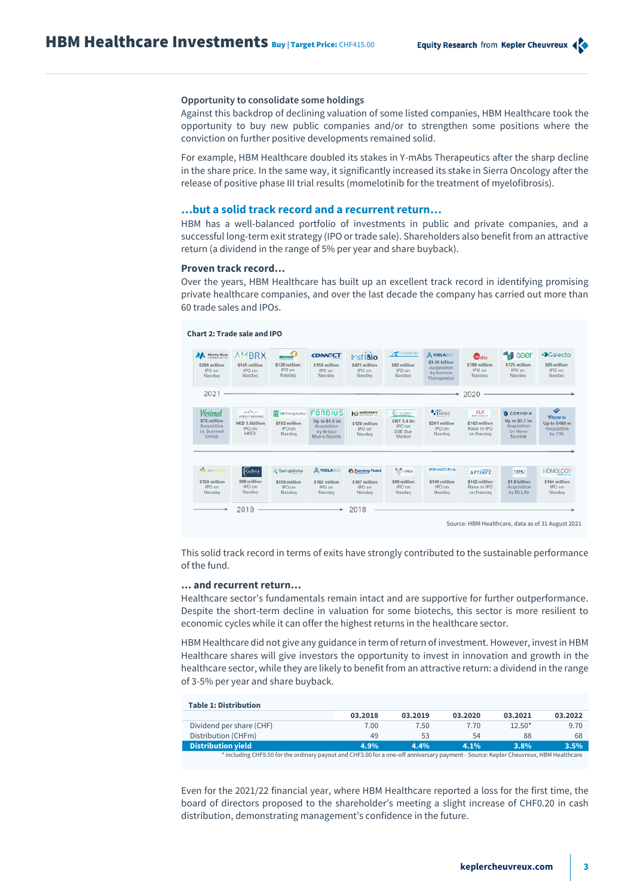### Opportunity to consolidate some holdings

Against this backdrop of declining valuation of some listed companies, HBM Healthcare took the opportunity to buy new public companies and/or to strengthen some positions where the conviction on further positive developments remained solid.

For example, HBM Healthcare doubled its stakes in Y-mAbs Therapeutics after the sharp decline in the share price. In the same way, it significantly increased its stake in Sierra Oncology after the release of positive phase III trial results (momelotinib for the treatment of myelofibrosis).

## …but a solid track record and a recurrent return…

HBM has a well-balanced portfolio of investments in public and private companies, and a successful long-term exit strategy (IPO or trade sale). Shareholders also benefit from an attractive return (a dividend in the range of 5% per year and share buyback).

### Proven track record…

Over the years, HBM Healthcare has built up an excellent track record in identifying promising private healthcare companies, and over the last decade the company has carried out more than 60 trade sales and IPOs.

**Chart 2: Trade sale and IPO**

2021 → 2020:
- Monte Rosa Therapeutics: $260 million IPO on Nasdaq
- AMBRX: $145 million IPO on Nasdaq
- Werewolf: $120 million IPO on Nasdaq
- Connect: $159 million IPO on Nasdaq
- InstilBio: $423 million IPO on Nasdaq
- Longboard: $92 million IPO on Nasdaq
- VielaBio: $3.05 billion Acquisition by Horizon Therapeutics
- Cerevel/Calta: $189 million IPO on Nasdaq
- Seer: $175 million IPO on Nasdaq
- Galecto: $85 million IPO on Nasdaq

- Westmed: $75 million Acquisition by Sunmed Group
- Everest Medicines: HKD 3.5billion IPO on HKEX
- C4 Therapeutics: $182 million IPO on Nasdaq
- Forbius: Up to $1.0 bn Acquisition by Bristol Myers Squibb
- Harmony Biosciences: $128 million IPO on Nasdaq
- Cathay: CNY 5.6 bn IPO on SSE Star Market
- iTeos: $201 million IPO on Nasdaq
- ALX Oncology: $162 million Raise in IPO on Nasdaq
- Corvidia: Up to $2.1 bn Acquisition by Novo Nordisk
- Vitaeris: Up to $480 m Acquisition by CSL

2019 → 2018:
- Arcutis: $159 million IPO on Nasdaq
- Galera: $60 million IPO on Nasdaq
- SpringWorks: $150 million IPO on Nasdaq
- VielaBio: $162 million IPO on Nasdaq
- Turning Point: $167 million IPO on Nasdaq
- Y-mAbs: $96 million IPO on Nasdaq
- Principia: $106 million IPO on Nasdaq
- Aptinyx: $102 million Raise in IPO on Nasdaq
- ARMO: $1.6 billion Acquisition by Eli Lilly
- Homology: $144 million IPO on Nasdaq

Source: HBM Healthcare, data as of 31 August 2021

This solid track record in terms of exits have strongly contributed to the sustainable performance of the fund.

### … and recurrent return…

Healthcare sector's fundamentals remain intact and are supportive for further outperformance. Despite the short-term decline in valuation for some biotechs, this sector is more resilient to economic cycles while it can offer the highest returns in the healthcare sector.

HBM Healthcare did not give any guidance in term of return of investment. However, invest in HBM Healthcare shares will give investors the opportunity to invest in innovation and growth in the healthcare sector, while they are likely to benefit from an attractive return: a dividend in the range of 3-5% per year and share buyback.

**Table 1: Distribution**

| | 03.2018 | 03.2019 | 03.2020 | 03.2021 | 03.2022 |
|---|---|---|---|---|---|
| Dividend per share (CHF) | 7.00 | 7.50 | 7.70 | 12.50* | 9.70 |
| Distribution (CHFm) | 49 | 53 | 54 | 88 | 68 |
| **Distribution yield** | **4.9%** | **4.4%** | **4.1%** | **3.8%** | **3.5%** |

\* including CHF9.50 for the ordinary payout and CHF3.00 for a one-off anniversary payment - Source: Kepler Cheuvreux, HBM Healthcare

Even for the 2021/22 financial year, where HBM Healthcare reported a loss for the first time, the board of directors proposed to the shareholder's meeting a slight increase of CHF0.20 in cash distribution, demonstrating management's confidence in the future.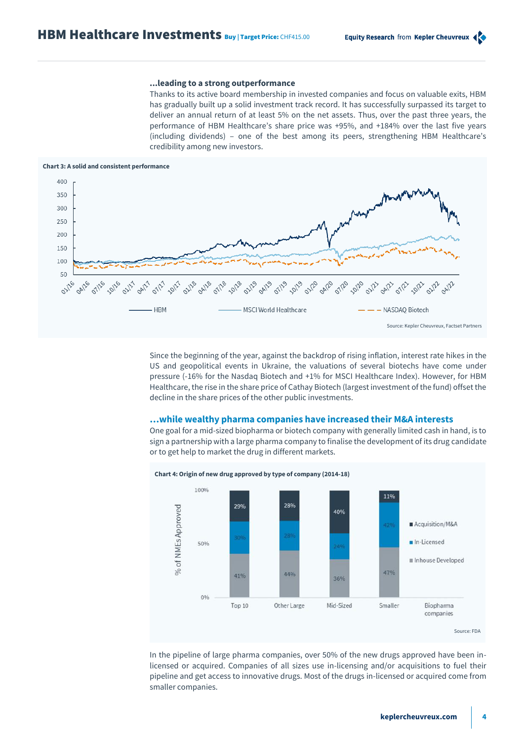### ...leading to a strong outperformance

Thanks to its active board membership in invested companies and focus on valuable exits, HBM has gradually built up a solid investment track record. It has successfully surpassed its target to deliver an annual return of at least 5% on the net assets. Thus, over the past three years, the performance of HBM Healthcare's share price was +95%, and +184% over the last five years (including dividends) – one of the best among its peers, strengthening HBM Healthcare's credibility among new investors.

**Chart 3: A solid and consistent performance**

Source: Kepler Cheuvreux, Factset Partners

Since the beginning of the year, against the backdrop of rising inflation, interest rate hikes in the US and geopolitical events in Ukraine, the valuations of several biotechs have come under pressure (-16% for the Nasdaq Biotech and +1% for MSCI Healthcare Index). However, for HBM Healthcare, the rise in the share price of Cathay Biotech (largest investment of the fund) offset the decline in the share prices of the other public investments.

### ...while wealthy pharma companies have increased their M&A interests

One goal for a mid-sized biopharma or biotech company with generally limited cash in hand, is to sign a partnership with a large pharma company to finalise the development of its drug candidate or to get help to market the drug in different markets.

**Chart 4: Origin of new drug approved by type of company (2014-18)**

| Biopharma companies | Acquisition/M&A | In-Licensed | Inhouse Developed |
|---|---|---|---|
| Top 10 | 29% | 30% | 41% |
| Other Large | 28% | 28% | 44% |
| Mid-Sized | 40% | 24% | 36% |
| Smaller | 11% | 42% | 47% |

Source: FDA

In the pipeline of large pharma companies, over 50% of the new drugs approved have been in-licensed or acquired. Companies of all sizes use in-licensing and/or acquisitions to fuel their pipeline and get access to innovative drugs. Most of the drugs in-licensed or acquired come from smaller companies.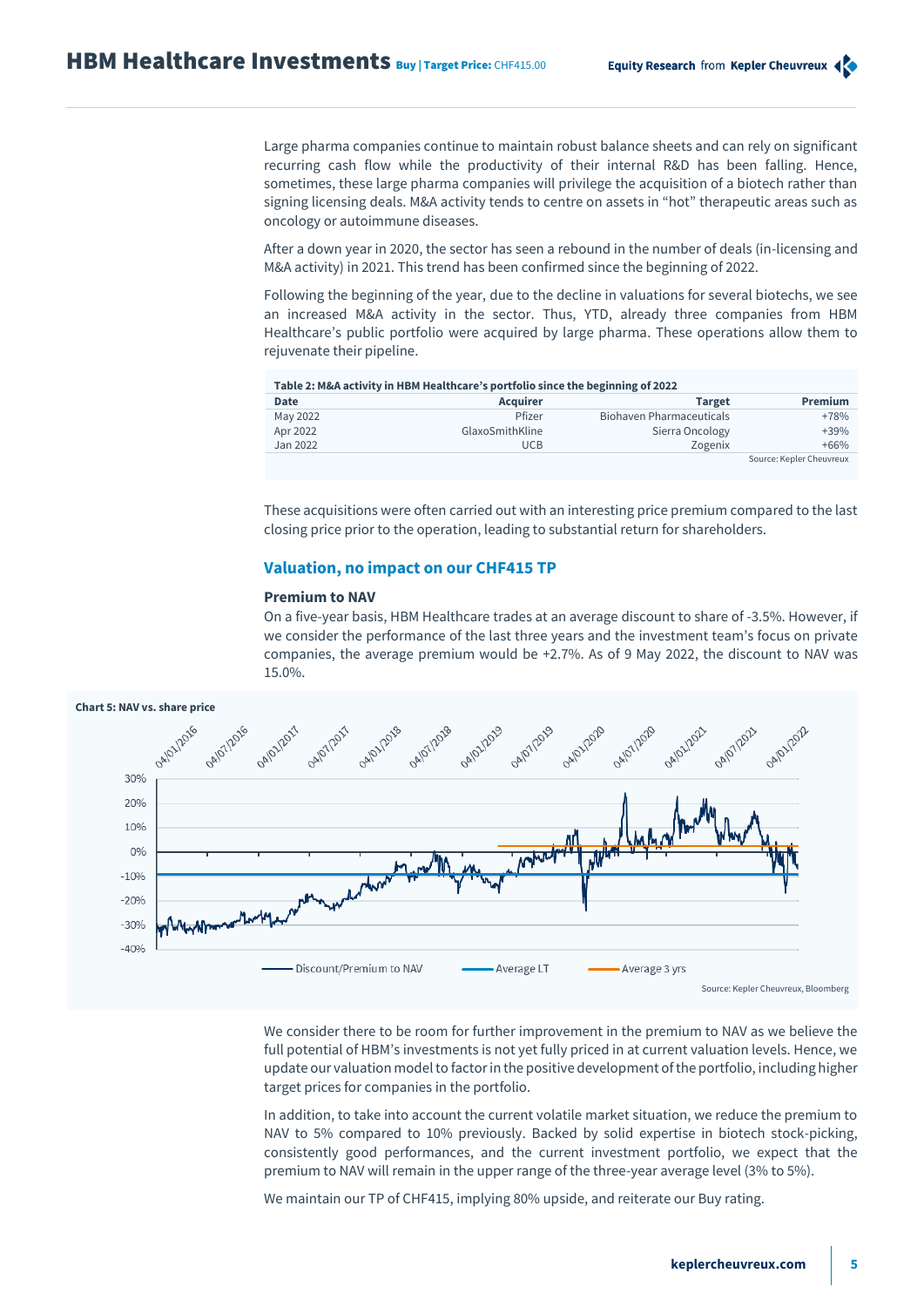Large pharma companies continue to maintain robust balance sheets and can rely on significant recurring cash flow while the productivity of their internal R&D has been falling. Hence, sometimes, these large pharma companies will privilege the acquisition of a biotech rather than signing licensing deals. M&A activity tends to centre on assets in "hot" therapeutic areas such as oncology or autoimmune diseases.

After a down year in 2020, the sector has seen a rebound in the number of deals (in-licensing and M&A activity) in 2021. This trend has been confirmed since the beginning of 2022.

Following the beginning of the year, due to the decline in valuations for several biotechs, we see an increased M&A activity in the sector. Thus, YTD, already three companies from HBM Healthcare's public portfolio were acquired by large pharma. These operations allow them to rejuvenate their pipeline.

**Table 2: M&A activity in HBM Healthcare's portfolio since the beginning of 2022**

| Date | Acquirer | Target | Premium |
|---|---|---|---|
| May 2022 | Pfizer | Biohaven Pharmaceuticals | +78% |
| Apr 2022 | GlaxoSmithKline | Sierra Oncology | +39% |
| Jan 2022 | UCB | Zogenix | +66% |

Source: Kepler Cheuvreux

These acquisitions were often carried out with an interesting price premium compared to the last closing price prior to the operation, leading to substantial return for shareholders.

## Valuation, no impact on our CHF415 TP

### Premium to NAV

On a five-year basis, HBM Healthcare trades at an average discount to share of -3.5%. However, if we consider the performance of the last three years and the investment team's focus on private companies, the average premium would be +2.7%. As of 9 May 2022, the discount to NAV was 15.0%.

**Chart 5: NAV vs. share price**

Source: Kepler Cheuvreux, Bloomberg

We consider there to be room for further improvement in the premium to NAV as we believe the full potential of HBM's investments is not yet fully priced in at current valuation levels. Hence, we update our valuation model to factor in the positive development of the portfolio, including higher target prices for companies in the portfolio.

In addition, to take into account the current volatile market situation, we reduce the premium to NAV to 5% compared to 10% previously. Backed by solid expertise in biotech stock-picking, consistently good performances, and the current investment portfolio, we expect that the premium to NAV will remain in the upper range of the three-year average level (3% to 5%).

We maintain our TP of CHF415, implying 80% upside, and reiterate our Buy rating.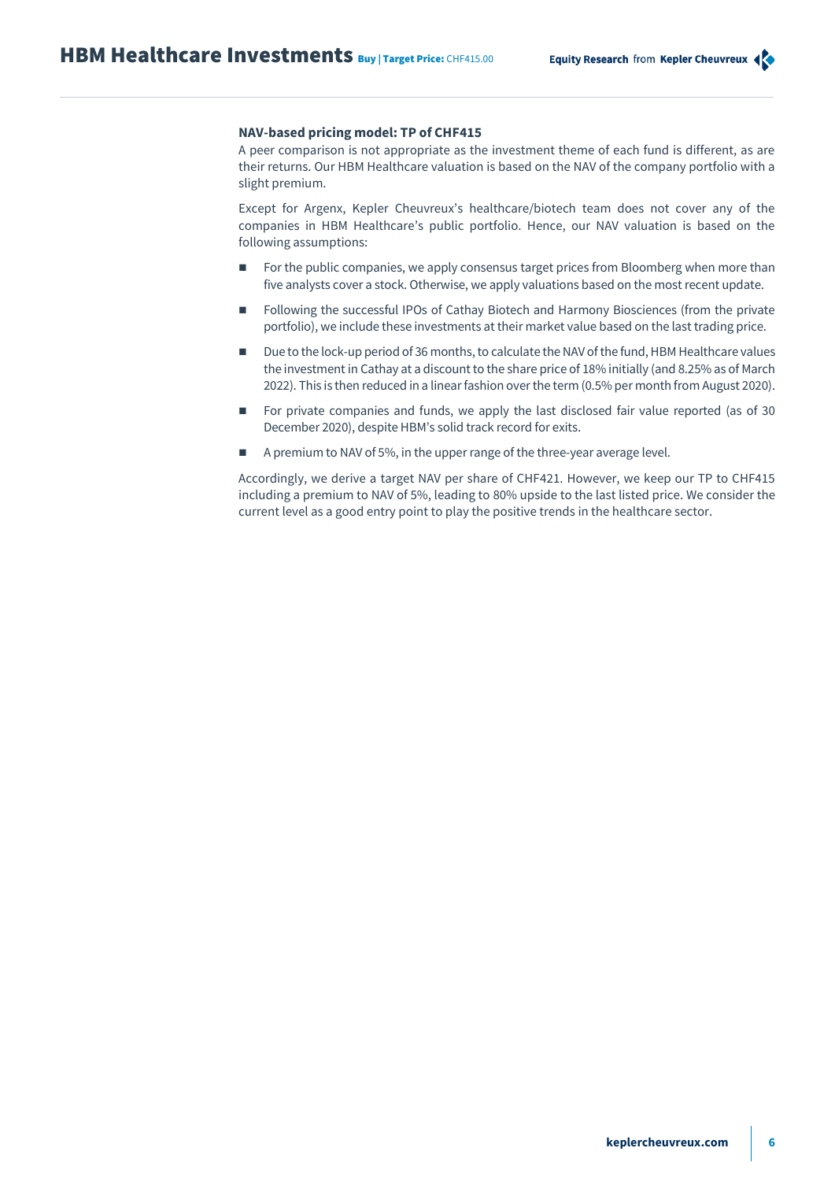### NAV-based pricing model: TP of CHF415

A peer comparison is not appropriate as the investment theme of each fund is different, as are their returns. Our HBM Healthcare valuation is based on the NAV of the company portfolio with a slight premium.

Except for Argenx, Kepler Cheuvreux's healthcare/biotech team does not cover any of the companies in HBM Healthcare's public portfolio. Hence, our NAV valuation is based on the following assumptions:

- For the public companies, we apply consensus target prices from Bloomberg when more than five analysts cover a stock. Otherwise, we apply valuations based on the most recent update.
- Following the successful IPOs of Cathay Biotech and Harmony Biosciences (from the private portfolio), we include these investments at their market value based on the last trading price.
- Due to the lock-up period of 36 months, to calculate the NAV of the fund, HBM Healthcare values the investment in Cathay at a discount to the share price of 18% initially (and 8.25% as of March 2022). This is then reduced in a linear fashion over the term (0.5% per month from August 2020).
- For private companies and funds, we apply the last disclosed fair value reported (as of 30 December 2020), despite HBM's solid track record for exits.
- A premium to NAV of 5%, in the upper range of the three-year average level.

Accordingly, we derive a target NAV per share of CHF421. However, we keep our TP to CHF415 including a premium to NAV of 5%, leading to 80% upside to the last listed price. We consider the current level as a good entry point to play the positive trends in the healthcare sector.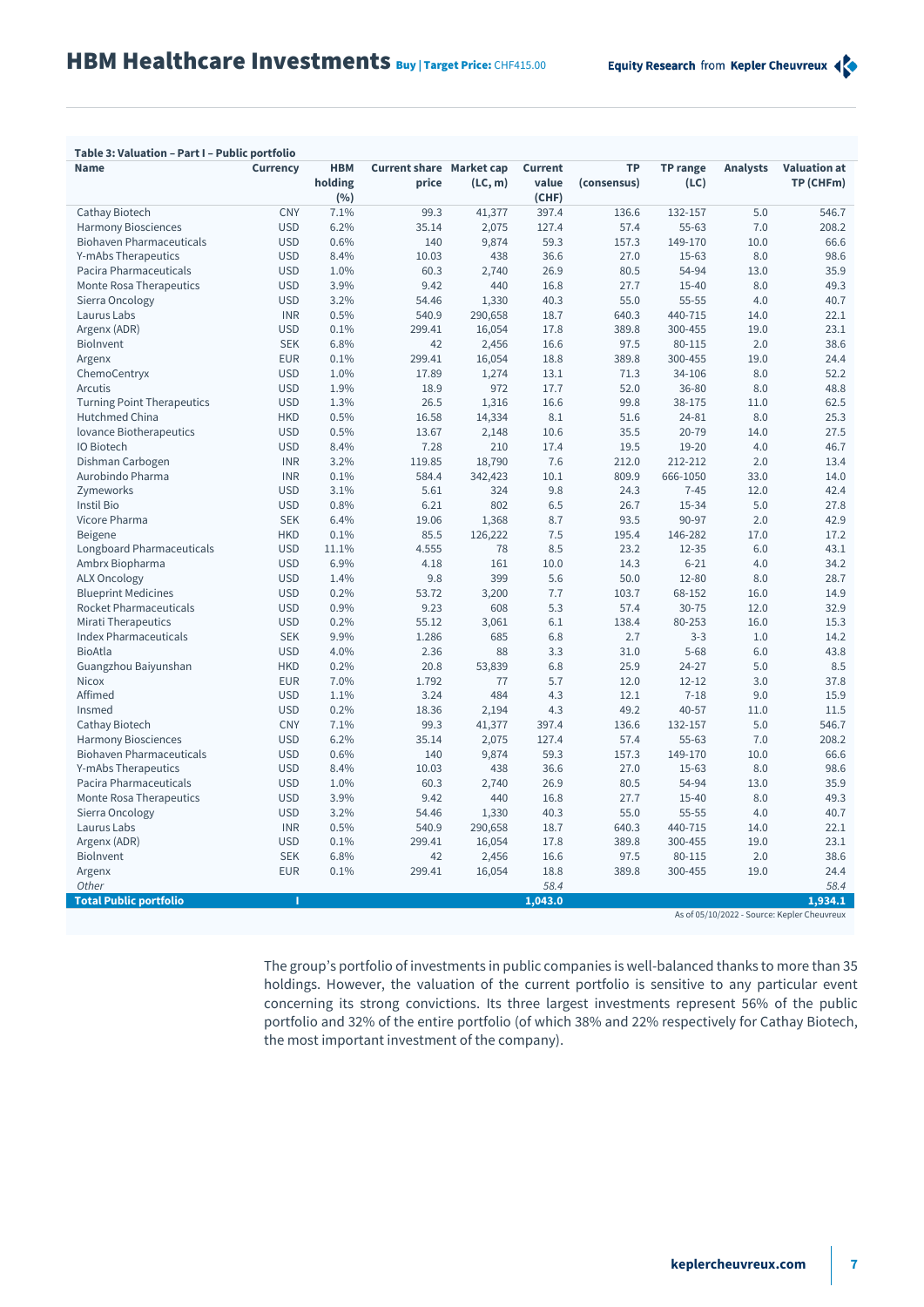**Table 3: Valuation – Part I – Public portfolio**

| Name | Currency | HBM holding (%) | Current share price | Market cap (LC, m) | Current value (CHF) | TP (consensus) | TP range (LC) | Analysts | Valuation at TP (CHFm) |
|---|---|---|---|---|---|---|---|---|---|
| Cathay Biotech | CNY | 7.1% | 99.3 | 41,377 | 397.4 | 136.6 | 132-157 | 5.0 | 546.7 |
| Harmony Biosciences | USD | 6.2% | 35.14 | 2,075 | 127.4 | 57.4 | 55-63 | 7.0 | 208.2 |
| Biohaven Pharmaceuticals | USD | 0.6% | 140 | 9,874 | 59.3 | 157.3 | 149-170 | 10.0 | 66.6 |
| Y-mAbs Therapeutics | USD | 8.4% | 10.03 | 438 | 36.6 | 27.0 | 15-63 | 8.0 | 98.6 |
| Pacira Pharmaceuticals | USD | 1.0% | 60.3 | 2,740 | 26.9 | 80.5 | 54-94 | 13.0 | 35.9 |
| Monte Rosa Therapeutics | USD | 3.9% | 9.42 | 440 | 16.8 | 27.7 | 15-40 | 8.0 | 49.3 |
| Sierra Oncology | USD | 3.2% | 54.46 | 1,330 | 40.3 | 55.0 | 55-55 | 4.0 | 40.7 |
| Laurus Labs | INR | 0.5% | 540.9 | 290,658 | 18.7 | 640.3 | 440-715 | 14.0 | 22.1 |
| Argenx (ADR) | USD | 0.1% | 299.41 | 16,054 | 17.8 | 389.8 | 300-455 | 19.0 | 23.1 |
| BioInvent | SEK | 6.8% | 42 | 2,456 | 16.6 | 97.5 | 80-115 | 2.0 | 38.6 |
| Argenx | EUR | 0.1% | 299.41 | 16,054 | 18.8 | 389.8 | 300-455 | 19.0 | 24.4 |
| ChemoCentryx | USD | 1.0% | 17.89 | 1,274 | 13.1 | 71.3 | 34-106 | 8.0 | 52.2 |
| Arcutis | USD | 1.9% | 18.9 | 972 | 17.7 | 52.0 | 36-80 | 8.0 | 48.8 |
| Turning Point Therapeutics | USD | 1.3% | 26.5 | 1,316 | 16.6 | 99.8 | 38-175 | 11.0 | 62.5 |
| Hutchmed China | HKD | 0.5% | 16.58 | 14,334 | 8.1 | 51.6 | 24-81 | 8.0 | 25.3 |
| Iovance Biotherapeutics | USD | 0.5% | 13.67 | 2,148 | 10.6 | 35.5 | 20-79 | 14.0 | 27.5 |
| IO Biotech | USD | 8.4% | 7.28 | 210 | 17.4 | 19.5 | 19-20 | 4.0 | 46.7 |
| Dishman Carbogen | INR | 3.2% | 119.85 | 18,790 | 7.6 | 212.0 | 212-212 | 2.0 | 13.4 |
| Aurobindo Pharma | INR | 0.1% | 584.4 | 342,423 | 10.1 | 809.9 | 666-1050 | 33.0 | 14.0 |
| Zymeworks | USD | 3.1% | 5.61 | 324 | 9.8 | 24.3 | 7-45 | 12.0 | 42.4 |
| Instil Bio | USD | 0.8% | 6.21 | 802 | 6.5 | 26.7 | 15-34 | 5.0 | 27.8 |
| Vicore Pharma | SEK | 6.4% | 19.06 | 1,368 | 8.7 | 93.5 | 90-97 | 2.0 | 42.9 |
| Beigene | HKD | 0.1% | 85.5 | 126,222 | 7.5 | 195.4 | 146-282 | 17.0 | 17.2 |
| Longboard Pharmaceuticals | USD | 11.1% | 4.555 | 78 | 8.5 | 23.2 | 12-35 | 6.0 | 43.1 |
| Ambrx Biopharma | USD | 6.9% | 4.18 | 161 | 10.0 | 14.3 | 6-21 | 4.0 | 34.2 |
| ALX Oncology | USD | 1.4% | 9.8 | 399 | 5.6 | 50.0 | 12-80 | 8.0 | 28.7 |
| Blueprint Medicines | USD | 0.2% | 53.72 | 3,200 | 7.7 | 103.7 | 68-152 | 16.0 | 14.9 |
| Rocket Pharmaceuticals | USD | 0.9% | 9.23 | 608 | 5.3 | 57.4 | 30-75 | 12.0 | 32.9 |
| Mirati Therapeutics | USD | 0.2% | 55.12 | 3,061 | 6.1 | 138.4 | 80-253 | 16.0 | 15.3 |
| Index Pharmaceuticals | SEK | 9.9% | 1.286 | 685 | 6.8 | 2.7 | 3-3 | 1.0 | 14.2 |
| BioAtla | USD | 4.0% | 2.36 | 88 | 3.3 | 31.0 | 5-68 | 6.0 | 43.8 |
| Guangzhou Baiyunshan | HKD | 0.2% | 20.8 | 53,839 | 6.8 | 25.9 | 24-27 | 5.0 | 8.5 |
| Nicox | EUR | 7.0% | 1.792 | 77 | 5.7 | 12.0 | 12-12 | 3.0 | 37.8 |
| Affimed | USD | 1.1% | 3.24 | 484 | 4.3 | 12.1 | 7-18 | 9.0 | 15.9 |
| Insmed | USD | 0.2% | 18.36 | 2,194 | 4.3 | 49.2 | 40-57 | 11.0 | 11.5 |
| Cathay Biotech | CNY | 7.1% | 99.3 | 41,377 | 397.4 | 136.6 | 132-157 | 5.0 | 546.7 |
| Harmony Biosciences | USD | 6.2% | 35.14 | 2,075 | 127.4 | 57.4 | 55-63 | 7.0 | 208.2 |
| Biohaven Pharmaceuticals | USD | 0.6% | 140 | 9,874 | 59.3 | 157.3 | 149-170 | 10.0 | 66.6 |
| Y-mAbs Therapeutics | USD | 8.4% | 10.03 | 438 | 36.6 | 27.0 | 15-63 | 8.0 | 98.6 |
| Pacira Pharmaceuticals | USD | 1.0% | 60.3 | 2,740 | 26.9 | 80.5 | 54-94 | 13.0 | 35.9 |
| Monte Rosa Therapeutics | USD | 3.9% | 9.42 | 440 | 16.8 | 27.7 | 15-40 | 8.0 | 49.3 |
| Sierra Oncology | USD | 3.2% | 54.46 | 1,330 | 40.3 | 55.0 | 55-55 | 4.0 | 40.7 |
| Laurus Labs | INR | 0.5% | 540.9 | 290,658 | 18.7 | 640.3 | 440-715 | 14.0 | 22.1 |
| Argenx (ADR) | USD | 0.1% | 299.41 | 16,054 | 17.8 | 389.8 | 300-455 | 19.0 | 23.1 |
| BioInvent | SEK | 6.8% | 42 | 2,456 | 16.6 | 97.5 | 80-115 | 2.0 | 38.6 |
| Argenx | EUR | 0.1% | 299.41 | 16,054 | 18.8 | 389.8 | 300-455 | 19.0 | 24.4 |
| *Other* | | | | | *58.4* | | | | *58.4* |
| **Total Public portfolio** | | | | | **1,043.0** | | | | **1,934.1** |

As of 05/10/2022 - Source: Kepler Cheuvreux

The group's portfolio of investments in public companies is well-balanced thanks to more than 35 holdings. However, the valuation of the current portfolio is sensitive to any particular event concerning its strong convictions. Its three largest investments represent 56% of the public portfolio and 32% of the entire portfolio (of which 38% and 22% respectively for Cathay Biotech, the most important investment of the company).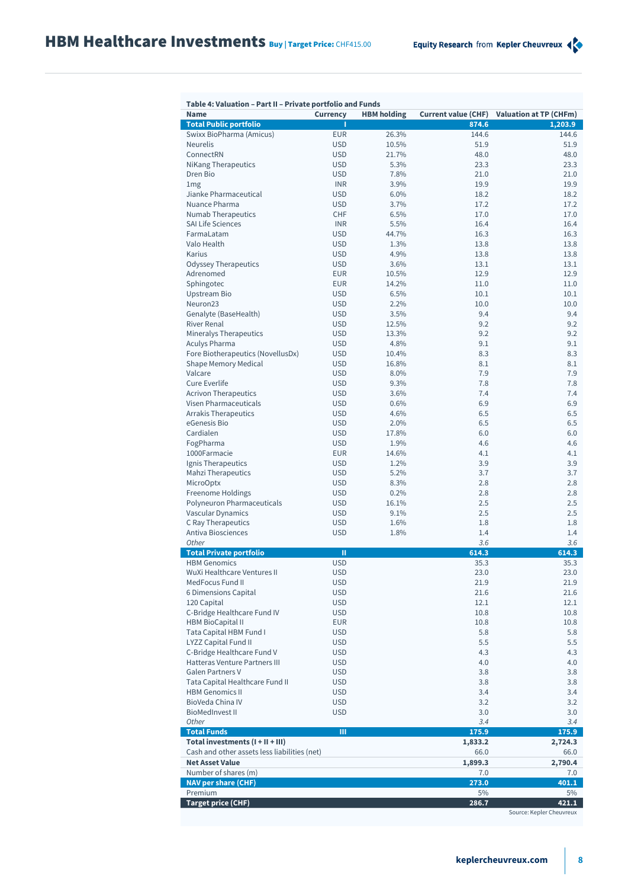**Table 4: Valuation – Part II – Private portfolio and Funds**

| Name | Currency | HBM holding | Current value (CHF) | Valuation at TP (CHFm) |
|---|---|---|---|---|
| **Total Public portfolio** | **I** | | **874.6** | **1,203.9** |
| Swixx BioPharma (Amicus) | EUR | 26.3% | 144.6 | 144.6 |
| Neurelis | USD | 10.5% | 51.9 | 51.9 |
| ConnectRN | USD | 21.7% | 48.0 | 48.0 |
| NiKang Therapeutics | USD | 5.3% | 23.3 | 23.3 |
| Dren Bio | USD | 7.8% | 21.0 | 21.0 |
| 1mg | INR | 3.9% | 19.9 | 19.9 |
| Jianke Pharmaceutical | USD | 6.0% | 18.2 | 18.2 |
| Nuance Pharma | USD | 3.7% | 17.2 | 17.2 |
| Numab Therapeutics | CHF | 6.5% | 17.0 | 17.0 |
| SAI Life Sciences | INR | 5.5% | 16.4 | 16.4 |
| FarmaLatam | USD | 44.7% | 16.3 | 16.3 |
| Valo Health | USD | 1.3% | 13.8 | 13.8 |
| Karius | USD | 4.9% | 13.8 | 13.8 |
| Odyssey Therapeutics | USD | 3.6% | 13.1 | 13.1 |
| Adrenomed | EUR | 10.5% | 12.9 | 12.9 |
| Sphingotec | EUR | 14.2% | 11.0 | 11.0 |
| Upstream Bio | USD | 6.5% | 10.1 | 10.1 |
| Neuron23 | USD | 2.2% | 10.0 | 10.0 |
| Genalyte (BaseHealth) | USD | 3.5% | 9.4 | 9.4 |
| River Renal | USD | 12.5% | 9.2 | 9.2 |
| Mineralys Therapeutics | USD | 13.3% | 9.2 | 9.2 |
| Aculys Pharma | USD | 4.8% | 9.1 | 9.1 |
| Fore Biotherapeutics (NovellusDx) | USD | 10.4% | 8.3 | 8.3 |
| Shape Memory Medical | USD | 16.8% | 8.1 | 8.1 |
| Valcare | USD | 8.0% | 7.9 | 7.9 |
| Cure Everlife | USD | 9.3% | 7.8 | 7.8 |
| Acrivon Therapeutics | USD | 3.6% | 7.4 | 7.4 |
| Visen Pharmaceuticals | USD | 0.6% | 6.9 | 6.9 |
| Arrakis Therapeutics | USD | 4.6% | 6.5 | 6.5 |
| eGenesis Bio | USD | 2.0% | 6.5 | 6.5 |
| Cardialen | USD | 17.8% | 6.0 | 6.0 |
| FogPharma | USD | 1.9% | 4.6 | 4.6 |
| 1000Farmacie | EUR | 14.6% | 4.1 | 4.1 |
| Ignis Therapeutics | USD | 1.2% | 3.9 | 3.9 |
| Mahzi Therapeutics | USD | 5.2% | 3.7 | 3.7 |
| MicroOptx | USD | 8.3% | 2.8 | 2.8 |
| Freenome Holdings | USD | 0.2% | 2.8 | 2.8 |
| Polyneuron Pharmaceuticals | USD | 16.1% | 2.5 | 2.5 |
| Vascular Dynamics | USD | 9.1% | 2.5 | 2.5 |
| C Ray Therapeutics | USD | 1.6% | 1.8 | 1.8 |
| Antiva Biosciences | USD | 1.8% | 1.4 | 1.4 |
| *Other* | | | *3.6* | *3.6* |
| **Total Private portfolio** | **II** | | **614.3** | **614.3** |
| HBM Genomics | USD | | 35.3 | 35.3 |
| WuXi Healthcare Ventures II | USD | | 23.0 | 23.0 |
| MedFocus Fund II | USD | | 21.9 | 21.9 |
| 6 Dimensions Capital | USD | | 21.6 | 21.6 |
| 120 Capital | USD | | 12.1 | 12.1 |
| C-Bridge Healthcare Fund IV | USD | | 10.8 | 10.8 |
| HBM BioCapital II | EUR | | 10.8 | 10.8 |
| Tata Capital HBM Fund I | USD | | 5.8 | 5.8 |
| LYZZ Capital Fund II | USD | | 5.5 | 5.5 |
| C-Bridge Healthcare Fund V | USD | | 4.3 | 4.3 |
| Hatteras Venture Partners III | USD | | 4.0 | 4.0 |
| Galen Partners V | USD | | 3.8 | 3.8 |
| Tata Capital Healthcare Fund II | USD | | 3.8 | 3.8 |
| HBM Genomics II | USD | | 3.4 | 3.4 |
| BioVeda China IV | USD | | 3.2 | 3.2 |
| BioMedInvest II | USD | | 3.0 | 3.0 |
| *Other* | | | *3.4* | *3.4* |
| **Total Funds** | **III** | | **175.9** | **175.9** |
| **Total investments (I + II + III)** | | | **1,833.2** | **2,724.3** |
| Cash and other assets less liabilities (net) | | | 66.0 | 66.0 |
| **Net Asset Value** | | | **1,899.3** | **2,790.4** |
| Number of shares (m) | | | 7.0 | 7.0 |
| **NAV per share (CHF)** | | | **273.0** | **401.1** |
| Premium | | | 5% | 5% |
| **Target price (CHF)** | | | **286.7** | **421.1** |

Source: Kepler Cheuvreux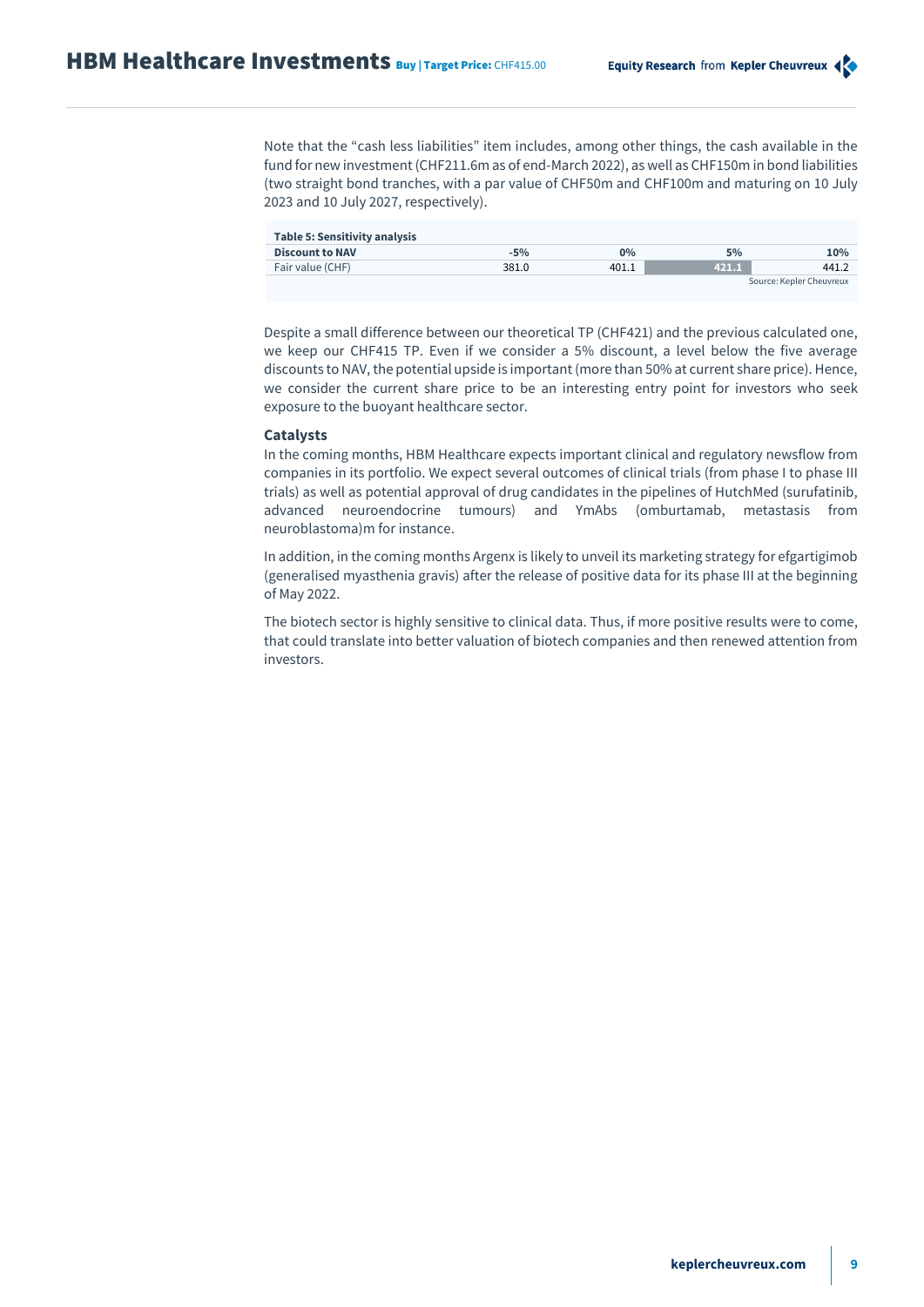Note that the “cash less liabilities” item includes, among other things, the cash available in the fund for new investment (CHF211.6m as of end-March 2022), as well as CHF150m in bond liabilities (two straight bond tranches, with a par value of CHF50m and CHF100m and maturing on 10 July 2023 and 10 July 2027, respectively).

**Table 5: Sensitivity analysis**

| Discount to NAV | -5% | 0% | 5% | 10% |
|---|---|---|---|---|
| Fair value (CHF) | 381.0 | 401.1 | 421.1 | 441.2 |

Source: Kepler Cheuvreux

Despite a small difference between our theoretical TP (CHF421) and the previous calculated one, we keep our CHF415 TP. Even if we consider a 5% discount, a level below the five average discounts to NAV, the potential upside is important (more than 50% at current share price). Hence, we consider the current share price to be an interesting entry point for investors who seek exposure to the buoyant healthcare sector.

### Catalysts

In the coming months, HBM Healthcare expects important clinical and regulatory newsflow from companies in its portfolio. We expect several outcomes of clinical trials (from phase I to phase III trials) as well as potential approval of drug candidates in the pipelines of HutchMed (surufatinib, advanced neuroendocrine tumours) and YmAbs (omburtamab, metastasis from neuroblastoma)m for instance.

In addition, in the coming months Argenx is likely to unveil its marketing strategy for efgartigimob (generalised myasthenia gravis) after the release of positive data for its phase III at the beginning of May 2022.

The biotech sector is highly sensitive to clinical data. Thus, if more positive results were to come, that could translate into better valuation of biotech companies and then renewed attention from investors.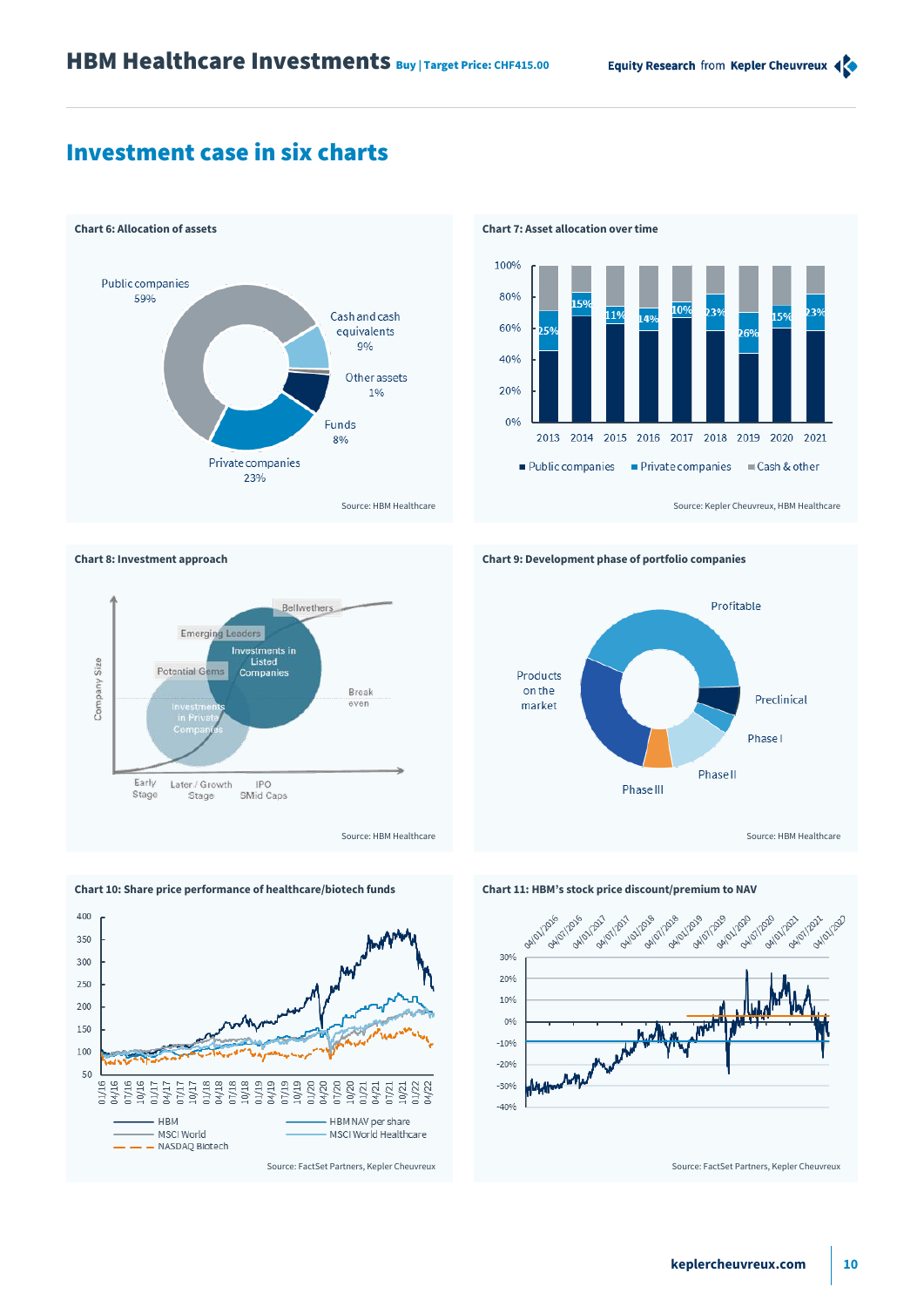# Investment case in six charts

**Chart 6: Allocation of assets**

Public companies 59%

Cash and cash equivalents 9%

Other assets 1%

Funds 8%

Private companies 23%

Source: HBM Healthcare

**Chart 7: Asset allocation over time**

| | 2013 | 2014 | 2015 | 2016 | 2017 | 2018 | 2019 | 2020 | 2021 |
|---|---|---|---|---|---|---|---|---|---|
| Private companies | 25% | 15% | 11% | 14% | 10% | 23% | 26% | 15% | 23% |

■ Public companies ■ Private companies ■ Cash & other

Source: Kepler Cheuvreux, HBM Healthcare

**Chart 8: Investment approach**

Company Size; Bellwethers; Emerging Leaders; Investments in Listed Companies; Potential Gems; Investments in Private Companies; Break even; Early Stage; Later / Growth Stage; IPO SMid Caps

Source: HBM Healthcare

**Chart 9: Development phase of portfolio companies**

Profitable; Preclinical; Phase I; Phase II; Phase III; Products on the market

Source: HBM Healthcare

**Chart 10: Share price performance of healthcare/biotech funds**

HBM; HBM NAV per share; MSCI World; MSCI World Healthcare; NASDAQ Biotech

Source: FactSet Partners, Kepler Cheuvreux

**Chart 11: HBM's stock price discount/premium to NAV**

Source: FactSet Partners, Kepler Cheuvreux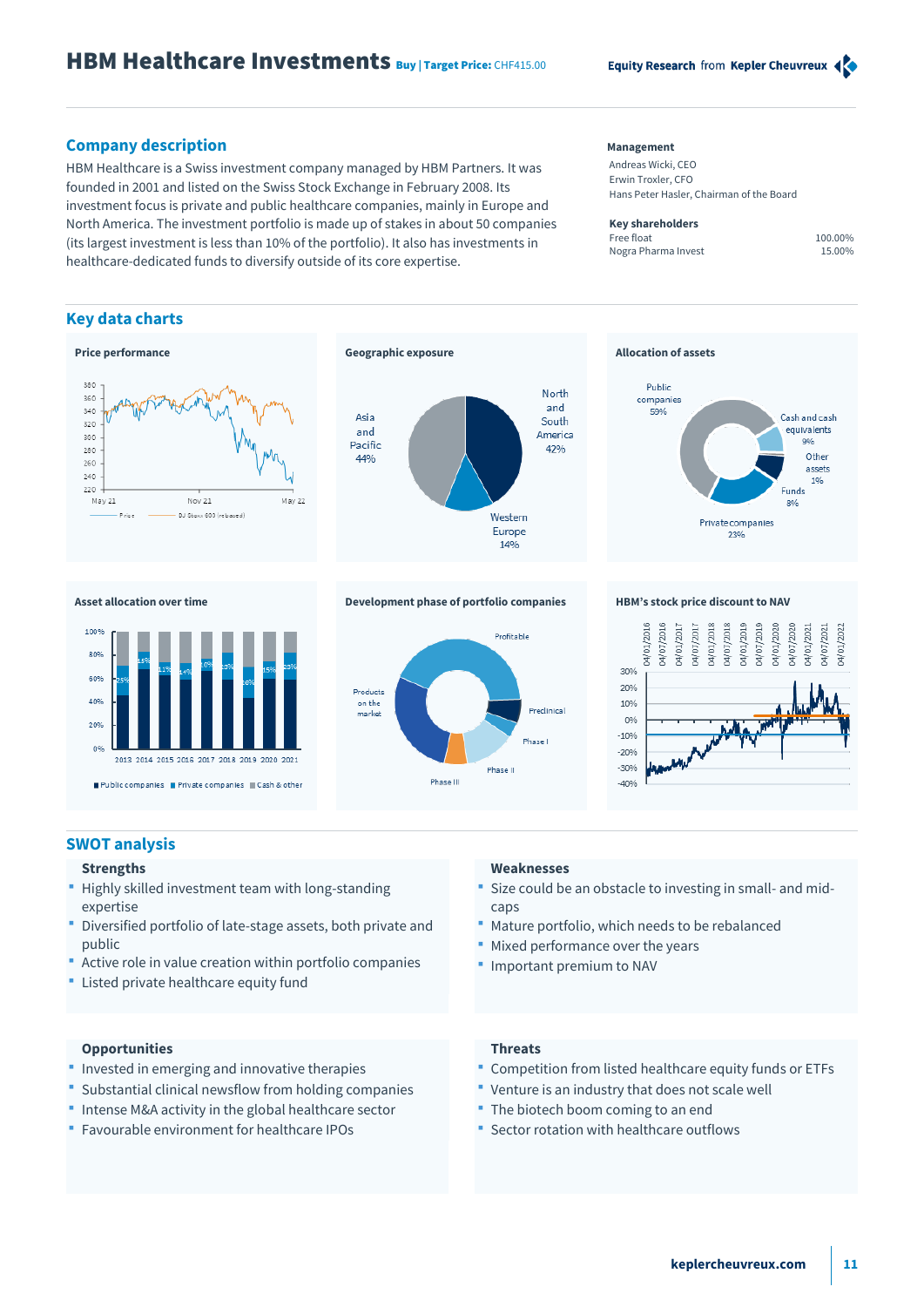# HBM Healthcare Investments **Buy | Target Price:** CHF415.00

## Company description

HBM Healthcare is a Swiss investment company managed by HBM Partners. It was founded in 2001 and listed on the Swiss Stock Exchange in February 2008. Its investment focus is private and public healthcare companies, mainly in Europe and North America. The investment portfolio is made up of stakes in about 50 companies (its largest investment is less than 10% of the portfolio). It also has investments in healthcare-dedicated funds to diversify outside of its core expertise.

**Management**

Andreas Wicki, CEO
Erwin Troxler, CFO
Hans Peter Hasler, Chairman of the Board

**Key shareholders**

| | |
|---|---|
| Free float | 100.00% |
| Nogra Pharma Invest | 15.00% |

## Key data charts

**Price performance**

**Geographic exposure**

Asia and Pacific 44%; North and South America 42%; Western Europe 14%

**Allocation of assets**

Public companies 59%; Cash and cash equivalents 9%; Other assets 1%; Funds 8%; Private companies 23%

**Asset allocation over time**

**Development phase of portfolio companies**

**HBM's stock price discount to NAV**

## SWOT analysis

### Strengths

- Highly skilled investment team with long-standing expertise
- Diversified portfolio of late-stage assets, both private and public
- Active role in value creation within portfolio companies
- Listed private healthcare equity fund

### Weaknesses

- Size could be an obstacle to investing in small- and mid-caps
- Mature portfolio, which needs to be rebalanced
- Mixed performance over the years
- Important premium to NAV

### Opportunities

- Invested in emerging and innovative therapies
- Substantial clinical newsflow from holding companies
- Intense M&A activity in the global healthcare sector
- Favourable environment for healthcare IPOs

### Threats

- Competition from listed healthcare equity funds or ETFs
- Venture is an industry that does not scale well
- The biotech boom coming to an end
- Sector rotation with healthcare outflows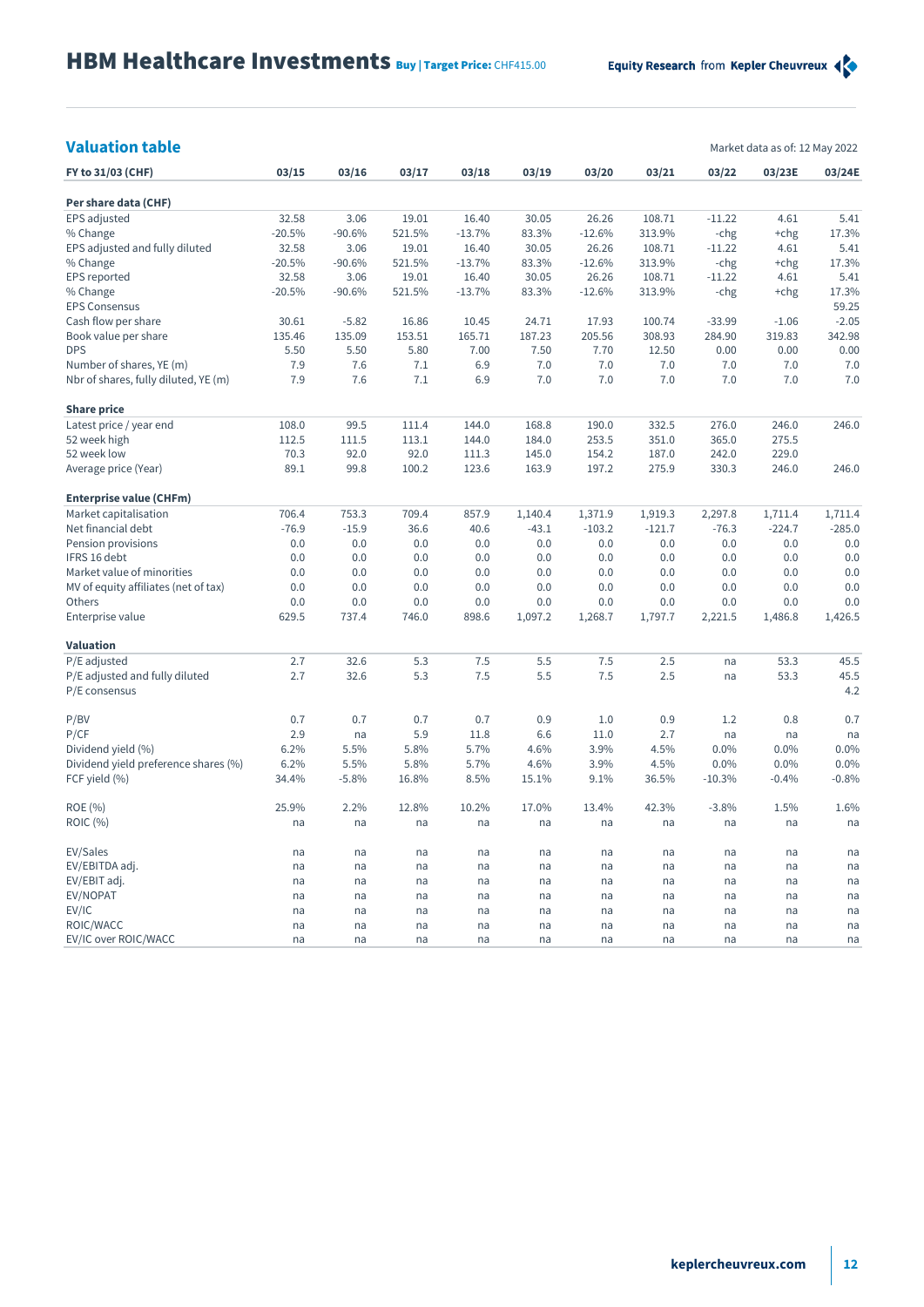## Valuation table

Market data as of: 12 May 2022

| FY to 31/03 (CHF) | 03/15 | 03/16 | 03/17 | 03/18 | 03/19 | 03/20 | 03/21 | 03/22 | 03/23E | 03/24E |
|---|---|---|---|---|---|---|---|---|---|---|
| **Per share data (CHF)** | | | | | | | | | | |
| EPS adjusted | 32.58 | 3.06 | 19.01 | 16.40 | 30.05 | 26.26 | 108.71 | -11.22 | 4.61 | 5.41 |
| % Change | -20.5% | -90.6% | 521.5% | -13.7% | 83.3% | -12.6% | 313.9% | -chg | +chg | 17.3% |
| EPS adjusted and fully diluted | 32.58 | 3.06 | 19.01 | 16.40 | 30.05 | 26.26 | 108.71 | -11.22 | 4.61 | 5.41 |
| % Change | -20.5% | -90.6% | 521.5% | -13.7% | 83.3% | -12.6% | 313.9% | -chg | +chg | 17.3% |
| EPS reported | 32.58 | 3.06 | 19.01 | 16.40 | 30.05 | 26.26 | 108.71 | -11.22 | 4.61 | 5.41 |
| % Change | -20.5% | -90.6% | 521.5% | -13.7% | 83.3% | -12.6% | 313.9% | -chg | +chg | 17.3% |
| EPS Consensus | | | | | | | | | | 59.25 |
| Cash flow per share | 30.61 | -5.82 | 16.86 | 10.45 | 24.71 | 17.93 | 100.74 | -33.99 | -1.06 | -2.05 |
| Book value per share | 135.46 | 135.09 | 153.51 | 165.71 | 187.23 | 205.56 | 308.93 | 284.90 | 319.83 | 342.98 |
| DPS | 5.50 | 5.50 | 5.80 | 7.00 | 7.50 | 7.70 | 12.50 | 0.00 | 0.00 | 0.00 |
| Number of shares, YE (m) | 7.9 | 7.6 | 7.1 | 6.9 | 7.0 | 7.0 | 7.0 | 7.0 | 7.0 | 7.0 |
| Nbr of shares, fully diluted, YE (m) | 7.9 | 7.6 | 7.1 | 6.9 | 7.0 | 7.0 | 7.0 | 7.0 | 7.0 | 7.0 |
| **Share price** | | | | | | | | | | |
| Latest price / year end | 108.0 | 99.5 | 111.4 | 144.0 | 168.8 | 190.0 | 332.5 | 276.0 | 246.0 | 246.0 |
| 52 week high | 112.5 | 111.5 | 113.1 | 144.0 | 184.0 | 253.5 | 351.0 | 365.0 | 275.5 | |
| 52 week low | 70.3 | 92.0 | 92.0 | 111.3 | 145.0 | 154.2 | 187.0 | 242.0 | 229.0 | |
| Average price (Year) | 89.1 | 99.8 | 100.2 | 123.6 | 163.9 | 197.2 | 275.9 | 330.3 | 246.0 | 246.0 |
| **Enterprise value (CHFm)** | | | | | | | | | | |
| Market capitalisation | 706.4 | 753.3 | 709.4 | 857.9 | 1,140.4 | 1,371.9 | 1,919.3 | 2,297.8 | 1,711.4 | 1,711.4 |
| Net financial debt | -76.9 | -15.9 | 36.6 | 40.6 | -43.1 | -103.2 | -121.7 | -76.3 | -224.7 | -285.0 |
| Pension provisions | 0.0 | 0.0 | 0.0 | 0.0 | 0.0 | 0.0 | 0.0 | 0.0 | 0.0 | 0.0 |
| IFRS 16 debt | 0.0 | 0.0 | 0.0 | 0.0 | 0.0 | 0.0 | 0.0 | 0.0 | 0.0 | 0.0 |
| Market value of minorities | 0.0 | 0.0 | 0.0 | 0.0 | 0.0 | 0.0 | 0.0 | 0.0 | 0.0 | 0.0 |
| MV of equity affiliates (net of tax) | 0.0 | 0.0 | 0.0 | 0.0 | 0.0 | 0.0 | 0.0 | 0.0 | 0.0 | 0.0 |
| Others | 0.0 | 0.0 | 0.0 | 0.0 | 0.0 | 0.0 | 0.0 | 0.0 | 0.0 | 0.0 |
| Enterprise value | 629.5 | 737.4 | 746.0 | 898.6 | 1,097.2 | 1,268.7 | 1,797.7 | 2,221.5 | 1,486.8 | 1,426.5 |
| **Valuation** | | | | | | | | | | |
| P/E adjusted | 2.7 | 32.6 | 5.3 | 7.5 | 5.5 | 7.5 | 2.5 | na | 53.3 | 45.5 |
| P/E adjusted and fully diluted | 2.7 | 32.6 | 5.3 | 7.5 | 5.5 | 7.5 | 2.5 | na | 53.3 | 45.5 |
| P/E consensus | | | | | | | | | | 4.2 |
| P/BV | 0.7 | 0.7 | 0.7 | 0.7 | 0.9 | 1.0 | 0.9 | 1.2 | 0.8 | 0.7 |
| P/CF | 2.9 | na | 5.9 | 11.8 | 6.6 | 11.0 | 2.7 | na | na | na |
| Dividend yield (%) | 6.2% | 5.5% | 5.8% | 5.7% | 4.6% | 3.9% | 4.5% | 0.0% | 0.0% | 0.0% |
| Dividend yield preference shares (%) | 6.2% | 5.5% | 5.8% | 5.7% | 4.6% | 3.9% | 4.5% | 0.0% | 0.0% | 0.0% |
| FCF yield (%) | 34.4% | -5.8% | 16.8% | 8.5% | 15.1% | 9.1% | 36.5% | -10.3% | -0.4% | -0.8% |
| ROE (%) | 25.9% | 2.2% | 12.8% | 10.2% | 17.0% | 13.4% | 42.3% | -3.8% | 1.5% | 1.6% |
| ROIC (%) | na | na | na | na | na | na | na | na | na | na |
| EV/Sales | na | na | na | na | na | na | na | na | na | na |
| EV/EBITDA adj. | na | na | na | na | na | na | na | na | na | na |
| EV/EBIT adj. | na | na | na | na | na | na | na | na | na | na |
| EV/NOPAT | na | na | na | na | na | na | na | na | na | na |
| EV/IC | na | na | na | na | na | na | na | na | na | na |
| ROIC/WACC | na | na | na | na | na | na | na | na | na | na |
| EV/IC over ROIC/WACC | na | na | na | na | na | na | na | na | na | na |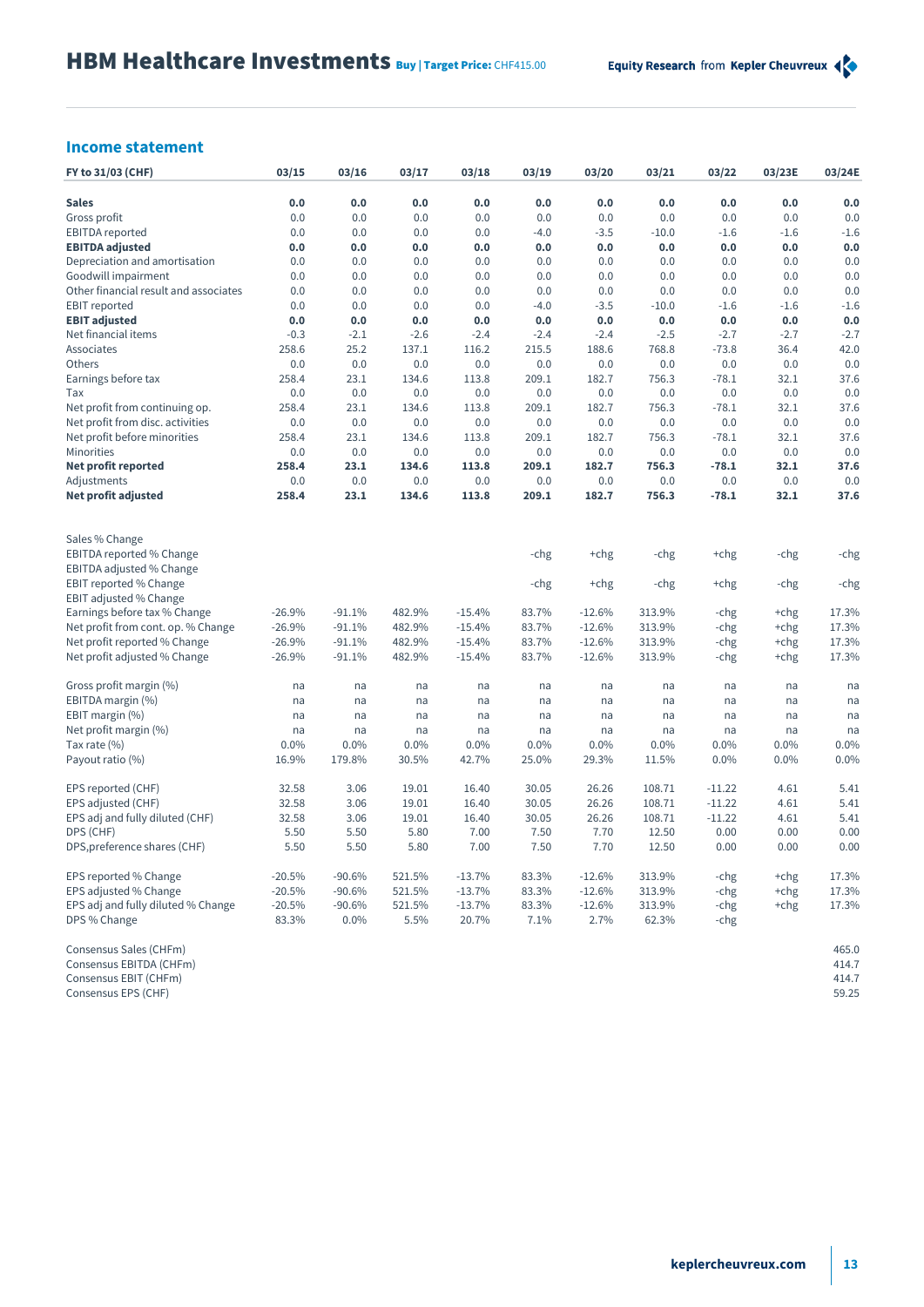## Income statement

| FY to 31/03 (CHF) | 03/15 | 03/16 | 03/17 | 03/18 | 03/19 | 03/20 | 03/21 | 03/22 | 03/23E | 03/24E |
|---|---|---|---|---|---|---|---|---|---|---|
| **Sales** | **0.0** | **0.0** | **0.0** | **0.0** | **0.0** | **0.0** | **0.0** | **0.0** | **0.0** | **0.0** |
| Gross profit | 0.0 | 0.0 | 0.0 | 0.0 | 0.0 | 0.0 | 0.0 | 0.0 | 0.0 | 0.0 |
| EBITDA reported | 0.0 | 0.0 | 0.0 | 0.0 | -4.0 | -3.5 | -10.0 | -1.6 | -1.6 | -1.6 |
| **EBITDA adjusted** | **0.0** | **0.0** | **0.0** | **0.0** | **0.0** | **0.0** | **0.0** | **0.0** | **0.0** | **0.0** |
| Depreciation and amortisation | 0.0 | 0.0 | 0.0 | 0.0 | 0.0 | 0.0 | 0.0 | 0.0 | 0.0 | 0.0 |
| Goodwill impairment | 0.0 | 0.0 | 0.0 | 0.0 | 0.0 | 0.0 | 0.0 | 0.0 | 0.0 | 0.0 |
| Other financial result and associates | 0.0 | 0.0 | 0.0 | 0.0 | 0.0 | 0.0 | 0.0 | 0.0 | 0.0 | 0.0 |
| EBIT reported | 0.0 | 0.0 | 0.0 | 0.0 | -4.0 | -3.5 | -10.0 | -1.6 | -1.6 | -1.6 |
| **EBIT adjusted** | **0.0** | **0.0** | **0.0** | **0.0** | **0.0** | **0.0** | **0.0** | **0.0** | **0.0** | **0.0** |
| Net financial items | -0.3 | -2.1 | -2.6 | -2.4 | -2.4 | -2.4 | -2.5 | -2.7 | -2.7 | -2.7 |
| Associates | 258.6 | 25.2 | 137.1 | 116.2 | 215.5 | 188.6 | 768.8 | -73.8 | 36.4 | 42.0 |
| Others | 0.0 | 0.0 | 0.0 | 0.0 | 0.0 | 0.0 | 0.0 | 0.0 | 0.0 | 0.0 |
| Earnings before tax | 258.4 | 23.1 | 134.6 | 113.8 | 209.1 | 182.7 | 756.3 | -78.1 | 32.1 | 37.6 |
| Tax | 0.0 | 0.0 | 0.0 | 0.0 | 0.0 | 0.0 | 0.0 | 0.0 | 0.0 | 0.0 |
| Net profit from continuing op. | 258.4 | 23.1 | 134.6 | 113.8 | 209.1 | 182.7 | 756.3 | -78.1 | 32.1 | 37.6 |
| Net profit from disc. activities | 0.0 | 0.0 | 0.0 | 0.0 | 0.0 | 0.0 | 0.0 | 0.0 | 0.0 | 0.0 |
| Net profit before minorities | 258.4 | 23.1 | 134.6 | 113.8 | 209.1 | 182.7 | 756.3 | -78.1 | 32.1 | 37.6 |
| Minorities | 0.0 | 0.0 | 0.0 | 0.0 | 0.0 | 0.0 | 0.0 | 0.0 | 0.0 | 0.0 |
| **Net profit reported** | **258.4** | **23.1** | **134.6** | **113.8** | **209.1** | **182.7** | **756.3** | **-78.1** | **32.1** | **37.6** |
| Adjustments | 0.0 | 0.0 | 0.0 | 0.0 | 0.0 | 0.0 | 0.0 | 0.0 | 0.0 | 0.0 |
| **Net profit adjusted** | **258.4** | **23.1** | **134.6** | **113.8** | **209.1** | **182.7** | **756.3** | **-78.1** | **32.1** | **37.6** |
| | | | | | | | | | | |
| Sales % Change | | | | | | | | | | |
| EBITDA reported % Change | | | | | -chg | +chg | -chg | +chg | -chg | -chg |
| EBITDA adjusted % Change | | | | | | | | | | |
| EBIT reported % Change | | | | | -chg | +chg | -chg | +chg | -chg | -chg |
| EBIT adjusted % Change | | | | | | | | | | |
| Earnings before tax % Change | -26.9% | -91.1% | 482.9% | -15.4% | 83.7% | -12.6% | 313.9% | -chg | +chg | 17.3% |
| Net profit from cont. op. % Change | -26.9% | -91.1% | 482.9% | -15.4% | 83.7% | -12.6% | 313.9% | -chg | +chg | 17.3% |
| Net profit reported % Change | -26.9% | -91.1% | 482.9% | -15.4% | 83.7% | -12.6% | 313.9% | -chg | +chg | 17.3% |
| Net profit adjusted % Change | -26.9% | -91.1% | 482.9% | -15.4% | 83.7% | -12.6% | 313.9% | -chg | +chg | 17.3% |
| | | | | | | | | | | |
| Gross profit margin (%) | na | na | na | na | na | na | na | na | na | na |
| EBITDA margin (%) | na | na | na | na | na | na | na | na | na | na |
| EBIT margin (%) | na | na | na | na | na | na | na | na | na | na |
| Net profit margin (%) | na | na | na | na | na | na | na | na | na | na |
| Tax rate (%) | 0.0% | 0.0% | 0.0% | 0.0% | 0.0% | 0.0% | 0.0% | 0.0% | 0.0% | 0.0% |
| Payout ratio (%) | 16.9% | 179.8% | 30.5% | 42.7% | 25.0% | 29.3% | 11.5% | 0.0% | 0.0% | 0.0% |
| | | | | | | | | | | |
| EPS reported (CHF) | 32.58 | 3.06 | 19.01 | 16.40 | 30.05 | 26.26 | 108.71 | -11.22 | 4.61 | 5.41 |
| EPS adjusted (CHF) | 32.58 | 3.06 | 19.01 | 16.40 | 30.05 | 26.26 | 108.71 | -11.22 | 4.61 | 5.41 |
| EPS adj and fully diluted (CHF) | 32.58 | 3.06 | 19.01 | 16.40 | 30.05 | 26.26 | 108.71 | -11.22 | 4.61 | 5.41 |
| DPS (CHF) | 5.50 | 5.50 | 5.80 | 7.00 | 7.50 | 7.70 | 12.50 | 0.00 | 0.00 | 0.00 |
| DPS,preference shares (CHF) | 5.50 | 5.50 | 5.80 | 7.00 | 7.50 | 7.70 | 12.50 | 0.00 | 0.00 | 0.00 |
| | | | | | | | | | | |
| EPS reported % Change | -20.5% | -90.6% | 521.5% | -13.7% | 83.3% | -12.6% | 313.9% | -chg | +chg | 17.3% |
| EPS adjusted % Change | -20.5% | -90.6% | 521.5% | -13.7% | 83.3% | -12.6% | 313.9% | -chg | +chg | 17.3% |
| EPS adj and fully diluted % Change | -20.5% | -90.6% | 521.5% | -13.7% | 83.3% | -12.6% | 313.9% | -chg | +chg | 17.3% |
| DPS % Change | 83.3% | 0.0% | 5.5% | 20.7% | 7.1% | 2.7% | 62.3% | -chg | | |
| | | | | | | | | | | |
| Consensus Sales (CHFm) | | | | | | | | | | 465.0 |
| Consensus EBITDA (CHFm) | | | | | | | | | | 414.7 |
| Consensus EBIT (CHFm) | | | | | | | | | | 414.7 |
| Consensus EPS (CHF) | | | | | | | | | | 59.25 |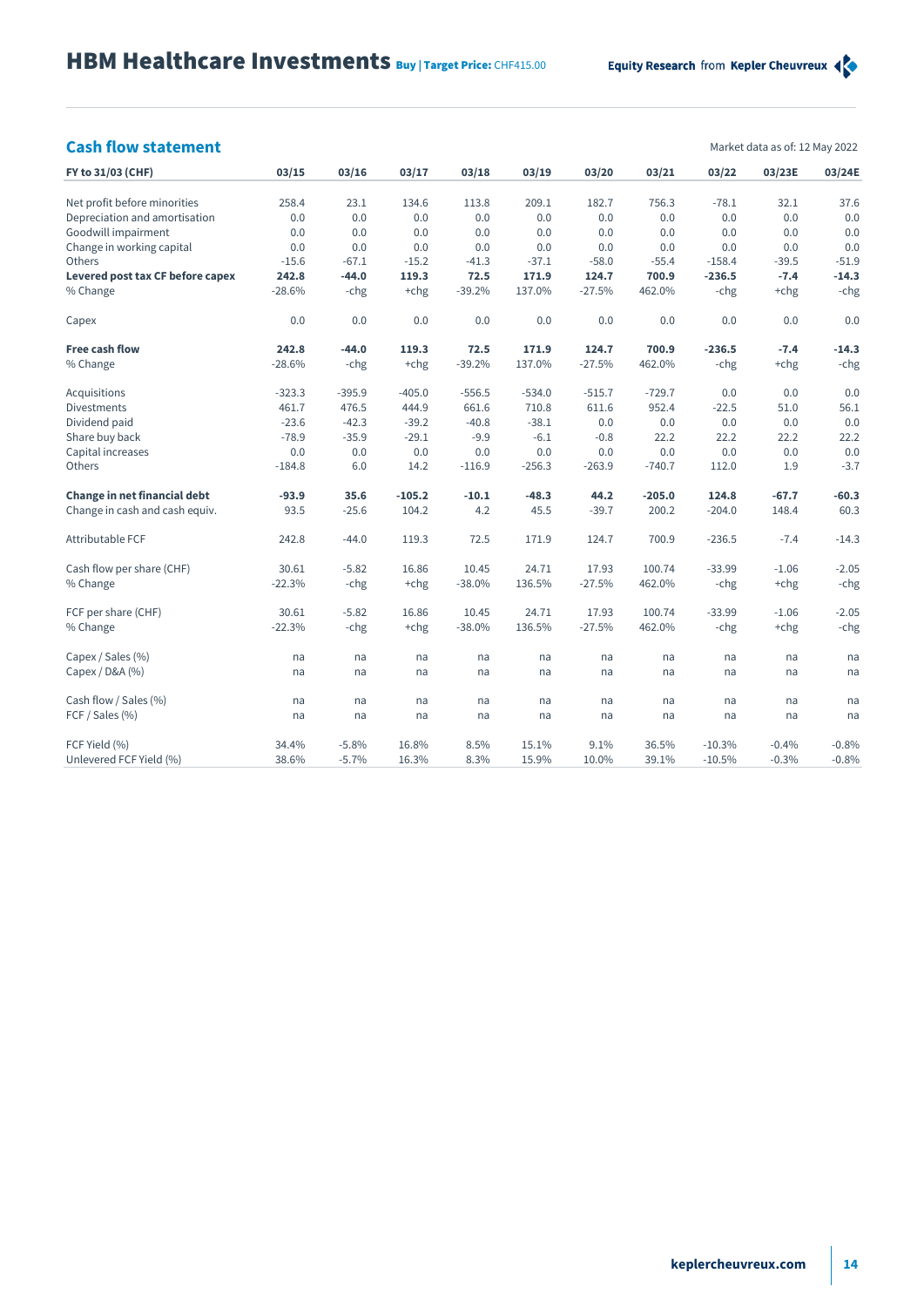## Cash flow statement

Market data as of: 12 May 2022

| FY to 31/03 (CHF) | 03/15 | 03/16 | 03/17 | 03/18 | 03/19 | 03/20 | 03/21 | 03/22 | 03/23E | 03/24E |
|---|---|---|---|---|---|---|---|---|---|---|
| Net profit before minorities | 258.4 | 23.1 | 134.6 | 113.8 | 209.1 | 182.7 | 756.3 | -78.1 | 32.1 | 37.6 |
| Depreciation and amortisation | 0.0 | 0.0 | 0.0 | 0.0 | 0.0 | 0.0 | 0.0 | 0.0 | 0.0 | 0.0 |
| Goodwill impairment | 0.0 | 0.0 | 0.0 | 0.0 | 0.0 | 0.0 | 0.0 | 0.0 | 0.0 | 0.0 |
| Change in working capital | 0.0 | 0.0 | 0.0 | 0.0 | 0.0 | 0.0 | 0.0 | 0.0 | 0.0 | 0.0 |
| Others | -15.6 | -67.1 | -15.2 | -41.3 | -37.1 | -58.0 | -55.4 | -158.4 | -39.5 | -51.9 |
| **Levered post tax CF before capex** | **242.8** | **-44.0** | **119.3** | **72.5** | **171.9** | **124.7** | **700.9** | **-236.5** | **-7.4** | **-14.3** |
| % Change | -28.6% | -chg | +chg | -39.2% | 137.0% | -27.5% | 462.0% | -chg | +chg | -chg |
| | | | | | | | | | | |
| Capex | 0.0 | 0.0 | 0.0 | 0.0 | 0.0 | 0.0 | 0.0 | 0.0 | 0.0 | 0.0 |
| | | | | | | | | | | |
| **Free cash flow** | **242.8** | **-44.0** | **119.3** | **72.5** | **171.9** | **124.7** | **700.9** | **-236.5** | **-7.4** | **-14.3** |
| % Change | -28.6% | -chg | +chg | -39.2% | 137.0% | -27.5% | 462.0% | -chg | +chg | -chg |
| | | | | | | | | | | |
| Acquisitions | -323.3 | -395.9 | -405.0 | -556.5 | -534.0 | -515.7 | -729.7 | 0.0 | 0.0 | 0.0 |
| Divestments | 461.7 | 476.5 | 444.9 | 661.6 | 710.8 | 611.6 | 952.4 | -22.5 | 51.0 | 56.1 |
| Dividend paid | -23.6 | -42.3 | -39.2 | -40.8 | -38.1 | 0.0 | 0.0 | 0.0 | 0.0 | 0.0 |
| Share buy back | -78.9 | -35.9 | -29.1 | -9.9 | -6.1 | -0.8 | 22.2 | 22.2 | 22.2 | 22.2 |
| Capital increases | 0.0 | 0.0 | 0.0 | 0.0 | 0.0 | 0.0 | 0.0 | 0.0 | 0.0 | 0.0 |
| Others | -184.8 | 6.0 | 14.2 | -116.9 | -256.3 | -263.9 | -740.7 | 112.0 | 1.9 | -3.7 |
| | | | | | | | | | | |
| **Change in net financial debt** | **-93.9** | **35.6** | **-105.2** | **-10.1** | **-48.3** | **44.2** | **-205.0** | **124.8** | **-67.7** | **-60.3** |
| Change in cash and cash equiv. | 93.5 | -25.6 | 104.2 | 4.2 | 45.5 | -39.7 | 200.2 | -204.0 | 148.4 | 60.3 |
| | | | | | | | | | | |
| Attributable FCF | 242.8 | -44.0 | 119.3 | 72.5 | 171.9 | 124.7 | 700.9 | -236.5 | -7.4 | -14.3 |
| | | | | | | | | | | |
| Cash flow per share (CHF) | 30.61 | -5.82 | 16.86 | 10.45 | 24.71 | 17.93 | 100.74 | -33.99 | -1.06 | -2.05 |
| % Change | -22.3% | -chg | +chg | -38.0% | 136.5% | -27.5% | 462.0% | -chg | +chg | -chg |
| | | | | | | | | | | |
| FCF per share (CHF) | 30.61 | -5.82 | 16.86 | 10.45 | 24.71 | 17.93 | 100.74 | -33.99 | -1.06 | -2.05 |
| % Change | -22.3% | -chg | +chg | -38.0% | 136.5% | -27.5% | 462.0% | -chg | +chg | -chg |
| | | | | | | | | | | |
| Capex / Sales (%) | na | na | na | na | na | na | na | na | na | na |
| Capex / D&A (%) | na | na | na | na | na | na | na | na | na | na |
| | | | | | | | | | | |
| Cash flow / Sales (%) | na | na | na | na | na | na | na | na | na | na |
| FCF / Sales (%) | na | na | na | na | na | na | na | na | na | na |
| | | | | | | | | | | |
| FCF Yield (%) | 34.4% | -5.8% | 16.8% | 8.5% | 15.1% | 9.1% | 36.5% | -10.3% | -0.4% | -0.8% |
| Unlevered FCF Yield (%) | 38.6% | -5.7% | 16.3% | 8.3% | 15.9% | 10.0% | 39.1% | -10.5% | -0.3% | -0.8% |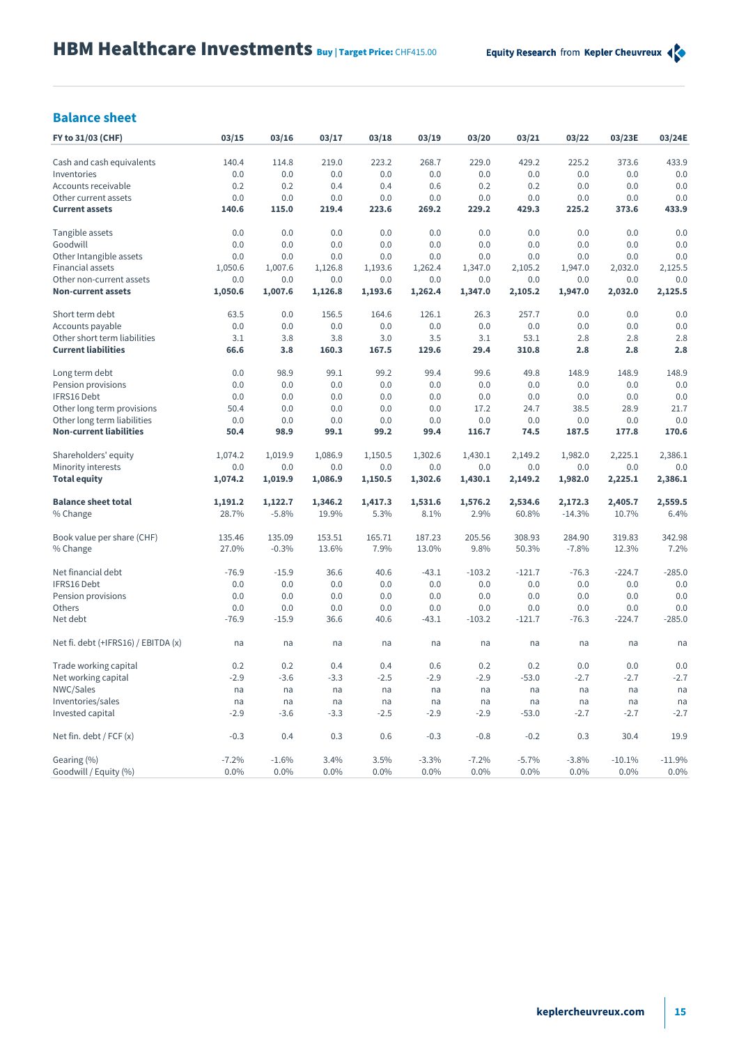# HBM Healthcare Investments Buy | Target Price: CHF415.00

## Balance sheet

| FY to 31/03 (CHF) | 03/15 | 03/16 | 03/17 | 03/18 | 03/19 | 03/20 | 03/21 | 03/22 | 03/23E | 03/24E |
|---|---|---|---|---|---|---|---|---|---|---|
| Cash and cash equivalents | 140.4 | 114.8 | 219.0 | 223.2 | 268.7 | 229.0 | 429.2 | 225.2 | 373.6 | 433.9 |
| Inventories | 0.0 | 0.0 | 0.0 | 0.0 | 0.0 | 0.0 | 0.0 | 0.0 | 0.0 | 0.0 |
| Accounts receivable | 0.2 | 0.2 | 0.4 | 0.4 | 0.6 | 0.2 | 0.2 | 0.0 | 0.0 | 0.0 |
| Other current assets | 0.0 | 0.0 | 0.0 | 0.0 | 0.0 | 0.0 | 0.0 | 0.0 | 0.0 | 0.0 |
| **Current assets** | **140.6** | **115.0** | **219.4** | **223.6** | **269.2** | **229.2** | **429.3** | **225.2** | **373.6** | **433.9** |
| | | | | | | | | | | |
| Tangible assets | 0.0 | 0.0 | 0.0 | 0.0 | 0.0 | 0.0 | 0.0 | 0.0 | 0.0 | 0.0 |
| Goodwill | 0.0 | 0.0 | 0.0 | 0.0 | 0.0 | 0.0 | 0.0 | 0.0 | 0.0 | 0.0 |
| Other Intangible assets | 0.0 | 0.0 | 0.0 | 0.0 | 0.0 | 0.0 | 0.0 | 0.0 | 0.0 | 0.0 |
| Financial assets | 1,050.6 | 1,007.6 | 1,126.8 | 1,193.6 | 1,262.4 | 1,347.0 | 2,105.2 | 1,947.0 | 2,032.0 | 2,125.5 |
| Other non-current assets | 0.0 | 0.0 | 0.0 | 0.0 | 0.0 | 0.0 | 0.0 | 0.0 | 0.0 | 0.0 |
| **Non-current assets** | **1,050.6** | **1,007.6** | **1,126.8** | **1,193.6** | **1,262.4** | **1,347.0** | **2,105.2** | **1,947.0** | **2,032.0** | **2,125.5** |
| | | | | | | | | | | |
| Short term debt | 63.5 | 0.0 | 156.5 | 164.6 | 126.1 | 26.3 | 257.7 | 0.0 | 0.0 | 0.0 |
| Accounts payable | 0.0 | 0.0 | 0.0 | 0.0 | 0.0 | 0.0 | 0.0 | 0.0 | 0.0 | 0.0 |
| Other short term liabilities | 3.1 | 3.8 | 3.8 | 3.0 | 3.5 | 3.1 | 53.1 | 2.8 | 2.8 | 2.8 |
| **Current liabilities** | **66.6** | **3.8** | **160.3** | **167.5** | **129.6** | **29.4** | **310.8** | **2.8** | **2.8** | **2.8** |
| | | | | | | | | | | |
| Long term debt | 0.0 | 98.9 | 99.1 | 99.2 | 99.4 | 99.6 | 49.8 | 148.9 | 148.9 | 148.9 |
| Pension provisions | 0.0 | 0.0 | 0.0 | 0.0 | 0.0 | 0.0 | 0.0 | 0.0 | 0.0 | 0.0 |
| IFRS16 Debt | 0.0 | 0.0 | 0.0 | 0.0 | 0.0 | 0.0 | 0.0 | 0.0 | 0.0 | 0.0 |
| Other long term provisions | 50.4 | 0.0 | 0.0 | 0.0 | 0.0 | 17.2 | 24.7 | 38.5 | 28.9 | 21.7 |
| Other long term liabilities | 0.0 | 0.0 | 0.0 | 0.0 | 0.0 | 0.0 | 0.0 | 0.0 | 0.0 | 0.0 |
| **Non-current liabilities** | **50.4** | **98.9** | **99.1** | **99.2** | **99.4** | **116.7** | **74.5** | **187.5** | **177.8** | **170.6** |
| | | | | | | | | | | |
| Shareholders' equity | 1,074.2 | 1,019.9 | 1,086.9 | 1,150.5 | 1,302.6 | 1,430.1 | 2,149.2 | 1,982.0 | 2,225.1 | 2,386.1 |
| Minority interests | 0.0 | 0.0 | 0.0 | 0.0 | 0.0 | 0.0 | 0.0 | 0.0 | 0.0 | 0.0 |
| **Total equity** | **1,074.2** | **1,019.9** | **1,086.9** | **1,150.5** | **1,302.6** | **1,430.1** | **2,149.2** | **1,982.0** | **2,225.1** | **2,386.1** |
| | | | | | | | | | | |
| **Balance sheet total** | **1,191.2** | **1,122.7** | **1,346.2** | **1,417.3** | **1,531.6** | **1,576.2** | **2,534.6** | **2,172.3** | **2,405.7** | **2,559.5** |
| % Change | 28.7% | -5.8% | 19.9% | 5.3% | 8.1% | 2.9% | 60.8% | -14.3% | 10.7% | 6.4% |
| | | | | | | | | | | |
| Book value per share (CHF) | 135.46 | 135.09 | 153.51 | 165.71 | 187.23 | 205.56 | 308.93 | 284.90 | 319.83 | 342.98 |
| % Change | 27.0% | -0.3% | 13.6% | 7.9% | 13.0% | 9.8% | 50.3% | -7.8% | 12.3% | 7.2% |
| | | | | | | | | | | |
| Net financial debt | -76.9 | -15.9 | 36.6 | 40.6 | -43.1 | -103.2 | -121.7 | -76.3 | -224.7 | -285.0 |
| IFRS16 Debt | 0.0 | 0.0 | 0.0 | 0.0 | 0.0 | 0.0 | 0.0 | 0.0 | 0.0 | 0.0 |
| Pension provisions | 0.0 | 0.0 | 0.0 | 0.0 | 0.0 | 0.0 | 0.0 | 0.0 | 0.0 | 0.0 |
| Others | 0.0 | 0.0 | 0.0 | 0.0 | 0.0 | 0.0 | 0.0 | 0.0 | 0.0 | 0.0 |
| Net debt | -76.9 | -15.9 | 36.6 | 40.6 | -43.1 | -103.2 | -121.7 | -76.3 | -224.7 | -285.0 |
| | | | | | | | | | | |
| Net fi. debt (+IFRS16) / EBITDA (x) | na | na | na | na | na | na | na | na | na | na |
| | | | | | | | | | | |
| Trade working capital | 0.2 | 0.2 | 0.4 | 0.4 | 0.6 | 0.2 | 0.2 | 0.0 | 0.0 | 0.0 |
| Net working capital | -2.9 | -3.6 | -3.3 | -2.5 | -2.9 | -2.9 | -53.0 | -2.7 | -2.7 | -2.7 |
| NWC/Sales | na | na | na | na | na | na | na | na | na | na |
| Inventories/sales | na | na | na | na | na | na | na | na | na | na |
| Invested capital | -2.9 | -3.6 | -3.3 | -2.5 | -2.9 | -2.9 | -53.0 | -2.7 | -2.7 | -2.7 |
| | | | | | | | | | | |
| Net fin. debt / FCF (x) | -0.3 | 0.4 | 0.3 | 0.6 | -0.3 | -0.8 | -0.2 | 0.3 | 30.4 | 19.9 |
| | | | | | | | | | | |
| Gearing (%) | -7.2% | -1.6% | 3.4% | 3.5% | -3.3% | -7.2% | -5.7% | -3.8% | -10.1% | -11.9% |
| Goodwill / Equity (%) | 0.0% | 0.0% | 0.0% | 0.0% | 0.0% | 0.0% | 0.0% | 0.0% | 0.0% | 0.0% |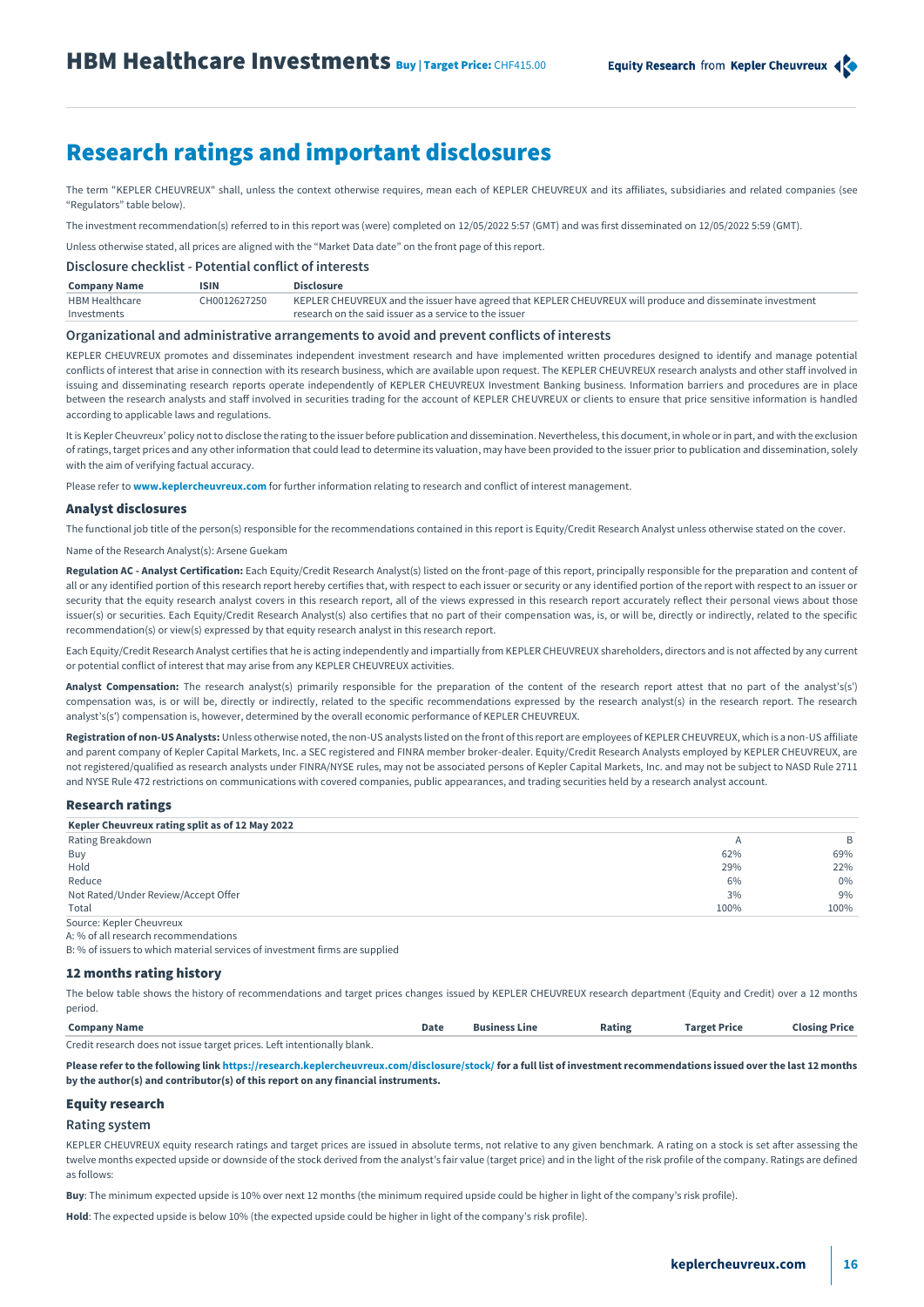# Research ratings and important disclosures

The term "KEPLER CHEUVREUX" shall, unless the context otherwise requires, mean each of KEPLER CHEUVREUX and its affiliates, subsidiaries and related companies (see "Regulators" table below).

The investment recommendation(s) referred to in this report was (were) completed on 12/05/2022 5:57 (GMT) and was first disseminated on 12/05/2022 5:59 (GMT).

Unless otherwise stated, all prices are aligned with the "Market Data date" on the front page of this report.

### Disclosure checklist - Potential conflict of interests

| Company Name | ISIN | Disclosure |
|---|---|---|
| HBM Healthcare Investments | CH0012627250 | KEPLER CHEUVREUX and the issuer have agreed that KEPLER CHEUVREUX will produce and disseminate investment research on the said issuer as a service to the issuer |

### Organizational and administrative arrangements to avoid and prevent conflicts of interests

KEPLER CHEUVREUX promotes and disseminates independent investment research and have implemented written procedures designed to identify and manage potential conflicts of interest that arise in connection with its research business, which are available upon request. The KEPLER CHEUVREUX research analysts and other staff involved in issuing and disseminating research reports operate independently of KEPLER CHEUVREUX Investment Banking business. Information barriers and procedures are in place between the research analysts and staff involved in securities trading for the account of KEPLER CHEUVREUX or clients to ensure that price sensitive information is handled according to applicable laws and regulations.

It is Kepler Cheuvreux' policy not to disclose the rating to the issuer before publication and dissemination. Nevertheless, this document, in whole or in part, and with the exclusion of ratings, target prices and any other information that could lead to determine its valuation, may have been provided to the issuer prior to publication and dissemination, solely with the aim of verifying factual accuracy.

Please refer to **www.keplercheuvreux.com** for further information relating to research and conflict of interest management.

## Analyst disclosures

The functional job title of the person(s) responsible for the recommendations contained in this report is Equity/Credit Research Analyst unless otherwise stated on the cover.

Name of the Research Analyst(s): Arsene Guekam

**Regulation AC - Analyst Certification:** Each Equity/Credit Research Analyst(s) listed on the front-page of this report, principally responsible for the preparation and content of all or any identified portion of this research report hereby certifies that, with respect to each issuer or security or any identified portion of the report with respect to an issuer or security that the equity research analyst covers in this research report, all of the views expressed in this research report accurately reflect their personal views about those issuer(s) or securities. Each Equity/Credit Research Analyst(s) also certifies that no part of their compensation was, is, or will be, directly or indirectly, related to the specific recommendation(s) or view(s) expressed by that equity research analyst in this research report.

Each Equity/Credit Research Analyst certifies that he is acting independently and impartially from KEPLER CHEUVREUX shareholders, directors and is not affected by any current or potential conflict of interest that may arise from any KEPLER CHEUVREUX activities.

**Analyst Compensation:** The research analyst(s) primarily responsible for the preparation of the content of the research report attest that no part of the analyst's(s') compensation was, is or will be, directly or indirectly, related to the specific recommendations expressed by the research analyst(s) in the research report. The research analyst's(s') compensation is, however, determined by the overall economic performance of KEPLER CHEUVREUX.

**Registration of non-US Analysts:** Unless otherwise noted, the non-US analysts listed on the front of this report are employees of KEPLER CHEUVREUX, which is a non-US affiliate and parent company of Kepler Capital Markets, Inc. a SEC registered and FINRA member broker-dealer. Equity/Credit Research Analysts employed by KEPLER CHEUVREUX, are not registered/qualified as research analysts under FINRA/NYSE rules, may not be associated persons of Kepler Capital Markets, Inc. and may not be subject to NASD Rule 2711 and NYSE Rule 472 restrictions on communications with covered companies, public appearances, and trading securities held by a research analyst account.

## Research ratings

| Kepler Cheuvreux rating split as of 12 May 2022 | | |
|---|---|---|
| Rating Breakdown | A | B |
| Buy | 62% | 69% |
| Hold | 29% | 22% |
| Reduce | 6% | 0% |
| Not Rated/Under Review/Accept Offer | 3% | 9% |
| Total | 100% | 100% |

Source: Kepler Cheuvreux

A: % of all research recommendations

B: % of issuers to which material services of investment firms are supplied

## 12 months rating history

The below table shows the history of recommendations and target prices changes issued by KEPLER CHEUVREUX research department (Equity and Credit) over a 12 months period.

| Company Name | Date | Business Line | Rating | Target Price | Closing Price |
|---|---|---|---|---|---|

Credit research does not issue target prices. Left intentionally blank.

**Please refer to the following link https://research.keplercheuvreux.com/disclosure/stock/ for a full list of investment recommendations issued over the last 12 months by the author(s) and contributor(s) of this report on any financial instruments.**

## Equity research

### Rating system

KEPLER CHEUVREUX equity research ratings and target prices are issued in absolute terms, not relative to any given benchmark. A rating on a stock is set after assessing the twelve months expected upside or downside of the stock derived from the analyst's fair value (target price) and in the light of the risk profile of the company. Ratings are defined as follows:

**Buy**: The minimum expected upside is 10% over next 12 months (the minimum required upside could be higher in light of the company's risk profile).

**Hold**: The expected upside is below 10% (the expected upside could be higher in light of the company's risk profile).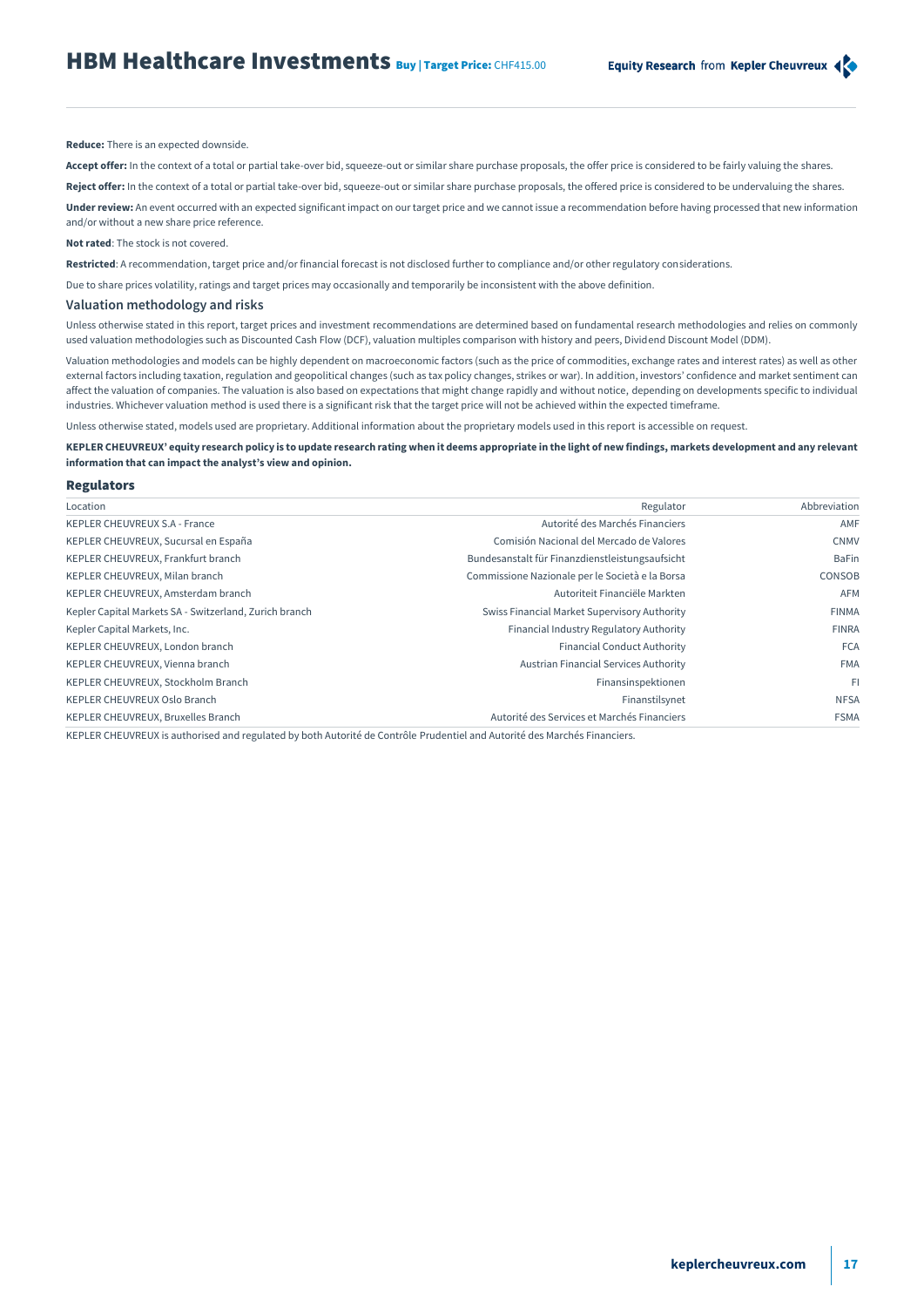**Reduce:** There is an expected downside.

**Accept offer:** In the context of a total or partial take-over bid, squeeze-out or similar share purchase proposals, the offer price is considered to be fairly valuing the shares.

**Reject offer:** In the context of a total or partial take-over bid, squeeze-out or similar share purchase proposals, the offered price is considered to be undervaluing the shares.

**Under review:** An event occurred with an expected significant impact on our target price and we cannot issue a recommendation before having processed that new information and/or without a new share price reference.

**Not rated**: The stock is not covered.

**Restricted**: A recommendation, target price and/or financial forecast is not disclosed further to compliance and/or other regulatory considerations.

Due to share prices volatility, ratings and target prices may occasionally and temporarily be inconsistent with the above definition.

### Valuation methodology and risks

Unless otherwise stated in this report, target prices and investment recommendations are determined based on fundamental research methodologies and relies on commonly used valuation methodologies such as Discounted Cash Flow (DCF), valuation multiples comparison with history and peers, Dividend Discount Model (DDM).

Valuation methodologies and models can be highly dependent on macroeconomic factors (such as the price of commodities, exchange rates and interest rates) as well as other external factors including taxation, regulation and geopolitical changes (such as tax policy changes, strikes or war). In addition, investors' confidence and market sentiment can affect the valuation of companies. The valuation is also based on expectations that might change rapidly and without notice, depending on developments specific to individual industries. Whichever valuation method is used there is a significant risk that the target price will not be achieved within the expected timeframe.

Unless otherwise stated, models used are proprietary. Additional information about the proprietary models used in this report is accessible on request.

**KEPLER CHEUVREUX' equity research policy is to update research rating when it deems appropriate in the light of new findings, markets development and any relevant information that can impact the analyst's view and opinion.**

## Regulators

| Location | Regulator | Abbreviation |
|---|---|---|
| KEPLER CHEUVREUX S.A - France | Autorité des Marchés Financiers | AMF |
| KEPLER CHEUVREUX, Sucursal en España | Comisión Nacional del Mercado de Valores | CNMV |
| KEPLER CHEUVREUX, Frankfurt branch | Bundesanstalt für Finanzdienstleistungsaufsicht | BaFin |
| KEPLER CHEUVREUX, Milan branch | Commissione Nazionale per le Società e la Borsa | CONSOB |
| KEPLER CHEUVREUX, Amsterdam branch | Autoriteit Financiële Markten | AFM |
| Kepler Capital Markets SA - Switzerland, Zurich branch | Swiss Financial Market Supervisory Authority | FINMA |
| Kepler Capital Markets, Inc. | Financial Industry Regulatory Authority | FINRA |
| KEPLER CHEUVREUX, London branch | Financial Conduct Authority | FCA |
| KEPLER CHEUVREUX, Vienna branch | Austrian Financial Services Authority | FMA |
| KEPLER CHEUVREUX, Stockholm Branch | Finansinspektionen | FI |
| KEPLER CHEUVREUX Oslo Branch | Finanstilsynet | NFSA |
| KEPLER CHEUVREUX, Bruxelles Branch | Autorité des Services et Marchés Financiers | FSMA |

KEPLER CHEUVREUX is authorised and regulated by both Autorité de Contrôle Prudentiel and Autorité des Marchés Financiers.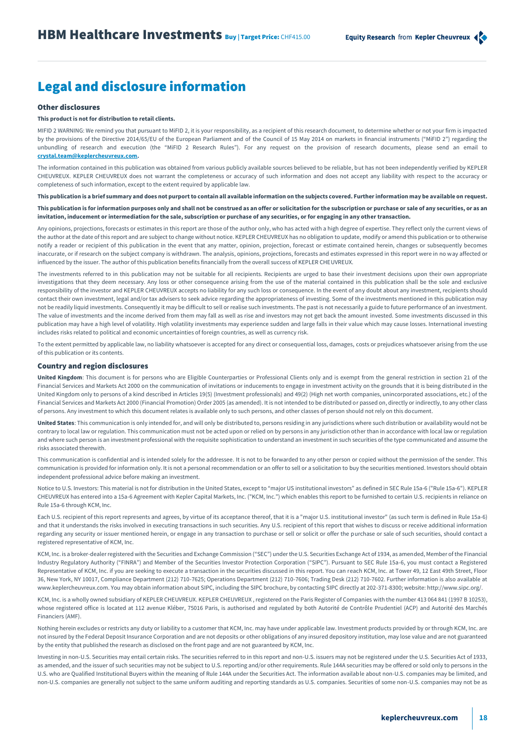# Legal and disclosure information

## Other disclosures

**This product is not for distribution to retail clients.**

MIFID 2 WARNING: We remind you that pursuant to MiFID 2, it is your responsibility, as a recipient of this research document, to determine whether or not your firm is impacted by the provisions of the Directive 2014/65/EU of the European Parliament and of the Council of 15 May 2014 on markets in financial instruments ("MiFID 2") regarding the unbundling of research and execution (the "MiFID 2 Research Rules"). For any request on the provision of research documents, please send an email to **crystal.team@keplercheuvreux.com.**

The information contained in this publication was obtained from various publicly available sources believed to be reliable, but has not been independently verified by KEPLER CHEUVREUX. KEPLER CHEUVREUX does not warrant the completeness or accuracy of such information and does not accept any liability with respect to the accuracy or completeness of such information, except to the extent required by applicable law.

**This publication is a brief summary and does not purport to contain all available information on the subjects covered. Further information may be available on request.**

**This publication is for information purposes only and shall not be construed as an offer or solicitation for the subscription or purchase or sale of any securities, or as an invitation, inducement or intermediation for the sale, subscription or purchase of any securities, or for engaging in any other transaction.**

Any opinions, projections, forecasts or estimates in this report are those of the author only, who has acted with a high degree of expertise. They reflect only the current views of the author at the date of this report and are subject to change without notice. KEPLER CHEUVREUX has no obligation to update, modify or amend this publication or to otherwise notify a reader or recipient of this publication in the event that any matter, opinion, projection, forecast or estimate contained herein, changes or subsequently becomes inaccurate, or if research on the subject company is withdrawn. The analysis, opinions, projections, forecasts and estimates expressed in this report were in no way affected or influenced by the issuer. The author of this publication benefits financially from the overall success of KEPLER CHEUVREUX.

The investments referred to in this publication may not be suitable for all recipients. Recipients are urged to base their investment decisions upon their own appropriate investigations that they deem necessary. Any loss or other consequence arising from the use of the material contained in this publication shall be the sole and exclusive responsibility of the investor and KEPLER CHEUVREUX accepts no liability for any such loss or consequence. In the event of any doubt about any investment, recipients should contact their own investment, legal and/or tax advisers to seek advice regarding the appropriateness of investing. Some of the investments mentioned in this publication may not be readily liquid investments. Consequently it may be difficult to sell or realise such investments. The past is not necessarily a guide to future performance of an investment. The value of investments and the income derived from them may fall as well as rise and investors may not get back the amount invested. Some investments discussed in this publication may have a high level of volatility. High volatility investments may experience sudden and large falls in their value which may cause losses. International investing includes risks related to political and economic uncertainties of foreign countries, as well as currency risk.

To the extent permitted by applicable law, no liability whatsoever is accepted for any direct or consequential loss, damages, costs or prejudices whatsoever arising from the use of this publication or its contents.

## Country and region disclosures

**United Kingdom**: This document is for persons who are Eligible Counterparties or Professional Clients only and is exempt from the general restriction in section 21 of the Financial Services and Markets Act 2000 on the communication of invitations or inducements to engage in investment activity on the grounds that it is being distributed in the United Kingdom only to persons of a kind described in Articles 19(5) (Investment professionals) and 49(2) (High net worth companies, unincorporated associations, etc.) of the Financial Services and Markets Act 2000 (Financial Promotion) Order 2005 (as amended). It is not intended to be distributed or passed on, directly or indirectly, to any other class of persons. Any investment to which this document relates is available only to such persons, and other classes of person should not rely on this document.

**United States**: This communication is only intended for, and will only be distributed to, persons residing in any jurisdictions where such distribution or availability would not be contrary to local law or regulation. This communication must not be acted upon or relied on by persons in any jurisdiction other than in accordance with local law or regulation and where such person is an investment professional with the requisite sophistication to understand an investment in such securities of the type communicated and assume the risks associated therewith.

This communication is confidential and is intended solely for the addressee. It is not to be forwarded to any other person or copied without the permission of the sender. This communication is provided for information only. It is not a personal recommendation or an offer to sell or a solicitation to buy the securities mentioned. Investors should obtain independent professional advice before making an investment.

Notice to U.S. Investors: This material is not for distribution in the United States, except to "major US institutional investors" as defined in SEC Rule 15a-6 ("Rule 15a-6"). KEPLER CHEUVREUX has entered into a 15a-6 Agreement with Kepler Capital Markets, Inc. ("KCM, Inc.") which enables this report to be furnished to certain U.S. recipients in reliance on Rule 15a-6 through KCM, Inc.

Each U.S. recipient of this report represents and agrees, by virtue of its acceptance thereof, that it is a "major U.S. institutional investor" (as such term is defined in Rule 15a-6) and that it understands the risks involved in executing transactions in such securities. Any U.S. recipient of this report that wishes to discuss or receive additional information regarding any security or issuer mentioned herein, or engage in any transaction to purchase or sell or solicit or offer the purchase or sale of such securities, should contact a registered representative of KCM, Inc.

KCM, Inc. is a broker-dealer registered with the Securities and Exchange Commission ("SEC") under the U.S. Securities Exchange Act of 1934, as amended, Member of the Financial Industry Regulatory Authority ("FINRA") and Member of the Securities Investor Protection Corporation ("SIPC"). Pursuant to SEC Rule 15a-6, you must contact a Registered Representative of KCM, Inc. if you are seeking to execute a transaction in the securities discussed in this report. You can reach KCM, Inc. at Tower 49, 12 East 49th Street, Floor 36, New York, NY 10017, Compliance Department (212) 710-7625; Operations Department (212) 710-7606; Trading Desk (212) 710-7602. Further information is also available at www.keplercheuvreux.com. You may obtain information about SIPC, including the SIPC brochure, by contacting SIPC directly at 202-371-8300; website: http://www.sipc.org/.

KCM, Inc. is a wholly owned subsidiary of KEPLER CHEUVREUX. KEPLER CHEUVREUX , registered on the Paris Register of Companies with the number 413 064 841 (1997 B 10253), whose registered office is located at 112 avenue Kléber, 75016 Paris, is authorised and regulated by both Autorité de Contrôle Prudentiel (ACP) and Autorité des Marchés Financiers (AMF).

Nothing herein excludes or restricts any duty or liability to a customer that KCM, Inc. may have under applicable law. Investment products provided by or through KCM, Inc. are not insured by the Federal Deposit Insurance Corporation and are not deposits or other obligations of any insured depository institution, may lose value and are not guaranteed by the entity that published the research as disclosed on the front page and are not guaranteed by KCM, Inc.

Investing in non-U.S. Securities may entail certain risks. The securities referred to in this report and non-U.S. issuers may not be registered under the U.S. Securities Act of 1933, as amended, and the issuer of such securities may not be subject to U.S. reporting and/or other requirements. Rule 144A securities may be offered or sold only to persons in the U.S. who are Qualified Institutional Buyers within the meaning of Rule 144A under the Securities Act. The information available about non-U.S. companies may be limited, and non-U.S. companies are generally not subject to the same uniform auditing and reporting standards as U.S. companies. Securities of some non-U.S. companies may not be as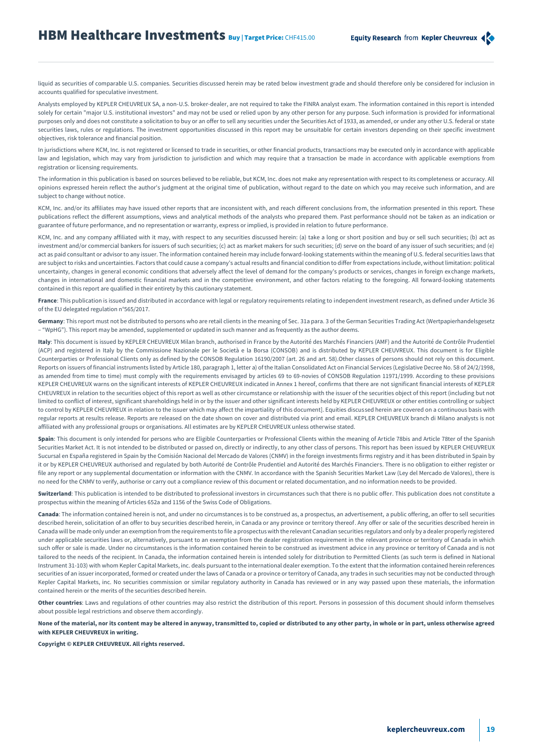liquid as securities of comparable U.S. companies. Securities discussed herein may be rated below investment grade and should therefore only be considered for inclusion in accounts qualified for speculative investment.

Analysts employed by KEPLER CHEUVREUX SA, a non-U.S. broker-dealer, are not required to take the FINRA analyst exam. The information contained in this report is intended solely for certain "major U.S. institutional investors" and may not be used or relied upon by any other person for any purpose. Such information is provided for informational purposes only and does not constitute a solicitation to buy or an offer to sell any securities under the Securities Act of 1933, as amended, or under any other U.S. federal or state securities laws, rules or regulations. The investment opportunities discussed in this report may be unsuitable for certain investors depending on their specific investment objectives, risk tolerance and financial position.

In jurisdictions where KCM, Inc. is not registered or licensed to trade in securities, or other financial products, transactions may be executed only in accordance with applicable law and legislation, which may vary from jurisdiction to jurisdiction and which may require that a transaction be made in accordance with applicable exemptions from registration or licensing requirements.

The information in this publication is based on sources believed to be reliable, but KCM, Inc. does not make any representation with respect to its completeness or accuracy. All opinions expressed herein reflect the author's judgment at the original time of publication, without regard to the date on which you may receive such information, and are subject to change without notice.

KCM, Inc. and/or its affiliates may have issued other reports that are inconsistent with, and reach different conclusions from, the information presented in this report. These publications reflect the different assumptions, views and analytical methods of the analysts who prepared them. Past performance should not be taken as an indication or guarantee of future performance, and no representation or warranty, express or implied, is provided in relation to future performance.

KCM, Inc. and any company affiliated with it may, with respect to any securities discussed herein: (a) take a long or short position and buy or sell such securities; (b) act as investment and/or commercial bankers for issuers of such securities; (c) act as market makers for such securities; (d) serve on the board of any issuer of such securities; and (e) act as paid consultant or advisor to any issuer. The information contained herein may include forward-looking statements within the meaning of U.S. federal securities laws that are subject to risks and uncertainties. Factors that could cause a company's actual results and financial condition to differ from expectations include, without limitation: political uncertainty, changes in general economic conditions that adversely affect the level of demand for the company's products or services, changes in foreign exchange markets, changes in international and domestic financial markets and in the competitive environment, and other factors relating to the foregoing. All forward-looking statements contained in this report are qualified in their entirety by this cautionary statement.

**France**: This publication is issued and distributed in accordance with legal or regulatory requirements relating to independent investment research, as defined under Article 36 of the EU delegated regulation n°565/2017.

**Germany**: This report must not be distributed to persons who are retail clients in the meaning of Sec. 31a para. 3 of the German Securities Trading Act (Wertpapierhandelsgesetz – "WpHG"). This report may be amended, supplemented or updated in such manner and as frequently as the author deems.

**Italy**: This document is issued by KEPLER CHEUVREUX Milan branch, authorised in France by the Autorité des Marchés Financiers (AMF) and the Autorité de Contrôle Prudentiel (ACP) and registered in Italy by the Commissione Nazionale per le Società e la Borsa (CONSOB) and is distributed by KEPLER CHEUVREUX. This document is for Eligible Counterparties or Professional Clients only as defined by the CONSOB Regulation 16190/2007 (art. 26 and art. 58).Other classes of persons should not rely on this document. Reports on issuers of financial instruments listed by Article 180, paragraph 1, letter a) of the Italian Consolidated Act on Financial Services (Legislative Decree No. 58 of 24/2/1998, as amended from time to time) must comply with the requirements envisaged by articles 69 to 69-novies of CONSOB Regulation 11971/1999. According to these provisions KEPLER CHEUVREUX warns on the significant interests of KEPLER CHEUVREUX indicated in Annex 1 hereof, confirms that there are not significant financial interests of KEPLER CHEUVREUX in relation to the securities object of this report as well as other circumstance or relationship with the issuer of the securities object of this report (including but not limited to conflict of interest, significant shareholdings held in or by the issuer and other significant interests held by KEPLER CHEUVREUX or other entities controlling or subject to control by KEPLER CHEUVREUX in relation to the issuer which may affect the impartiality of this document]. Equities discussed herein are covered on a continuous basis with regular reports at results release. Reports are released on the date shown on cover and distributed via print and email. KEPLER CHEUVREUX branch di Milano analysts is not affiliated with any professional groups or organisations. All estimates are by KEPLER CHEUVREUX unless otherwise stated.

**Spain**: This document is only intended for persons who are Eligible Counterparties or Professional Clients within the meaning of Article 78bis and Article 78ter of the Spanish Securities Market Act. It is not intended to be distributed or passed on, directly or indirectly, to any other class of persons. This report has been issued by KEPLER CHEUVREUX Sucursal en España registered in Spain by the Comisión Nacional del Mercado de Valores (CNMV) in the foreign investments firms registry and it has been distributed in Spain by it or by KEPLER CHEUVREUX authorised and regulated by both Autorité de Contrôle Prudentiel and Autorité des Marchés Financiers. There is no obligation to either register or file any report or any supplemental documentation or information with the CNMV. In accordance with the Spanish Securities Market Law (Ley del Mercado de Valores), there is no need for the CNMV to verify, authorise or carry out a compliance review of this document or related documentation, and no information needs to be provided.

**Switzerland**: This publication is intended to be distributed to professional investors in circumstances such that there is no public offer. This publication does not constitute a prospectus within the meaning of Articles 652a and 1156 of the Swiss Code of Obligations.

**Canada**: The information contained herein is not, and under no circumstances is to be construed as, a prospectus, an advertisement, a public offering, an offer to sell securities described herein, solicitation of an offer to buy securities described herein, in Canada or any province or territory thereof. Any offer or sale of the securities described herein in Canada will be made only under an exemption from the requirements to file a prospectus with the relevant Canadian securities regulators and only by a dealer properly registered under applicable securities laws or, alternatively, pursuant to an exemption from the dealer registration requirement in the relevant province or territory of Canada in which such offer or sale is made. Under no circumstances is the information contained herein to be construed as investment advice in any province or territory of Canada and is not tailored to the needs of the recipient. In Canada, the information contained herein is intended solely for distribution to Permitted Clients (as such term is defined in National Instrument 31-103) with whom Kepler Capital Markets, inc. deals pursuant to the international dealer exemption. To the extent that the information contained herein references securities of an issuer incorporated, formed or created under the laws of Canada or a province or territory of Canada, any trades in such securities may not be conducted through Kepler Capital Markets, inc. No securities commission or similar regulatory authority in Canada has reviewed or in any way passed upon these materials, the information contained herein or the merits of the securities described herein.

**Other countries**: Laws and regulations of other countries may also restrict the distribution of this report. Persons in possession of this document should inform themselves about possible legal restrictions and observe them accordingly.

**None of the material, nor its content may be altered in anyway, transmitted to, copied or distributed to any other party, in whole or in part, unless otherwise agreed with KEPLER CHEUVREUX in writing.**

**Copyright © KEPLER CHEUVREUX. All rights reserved.**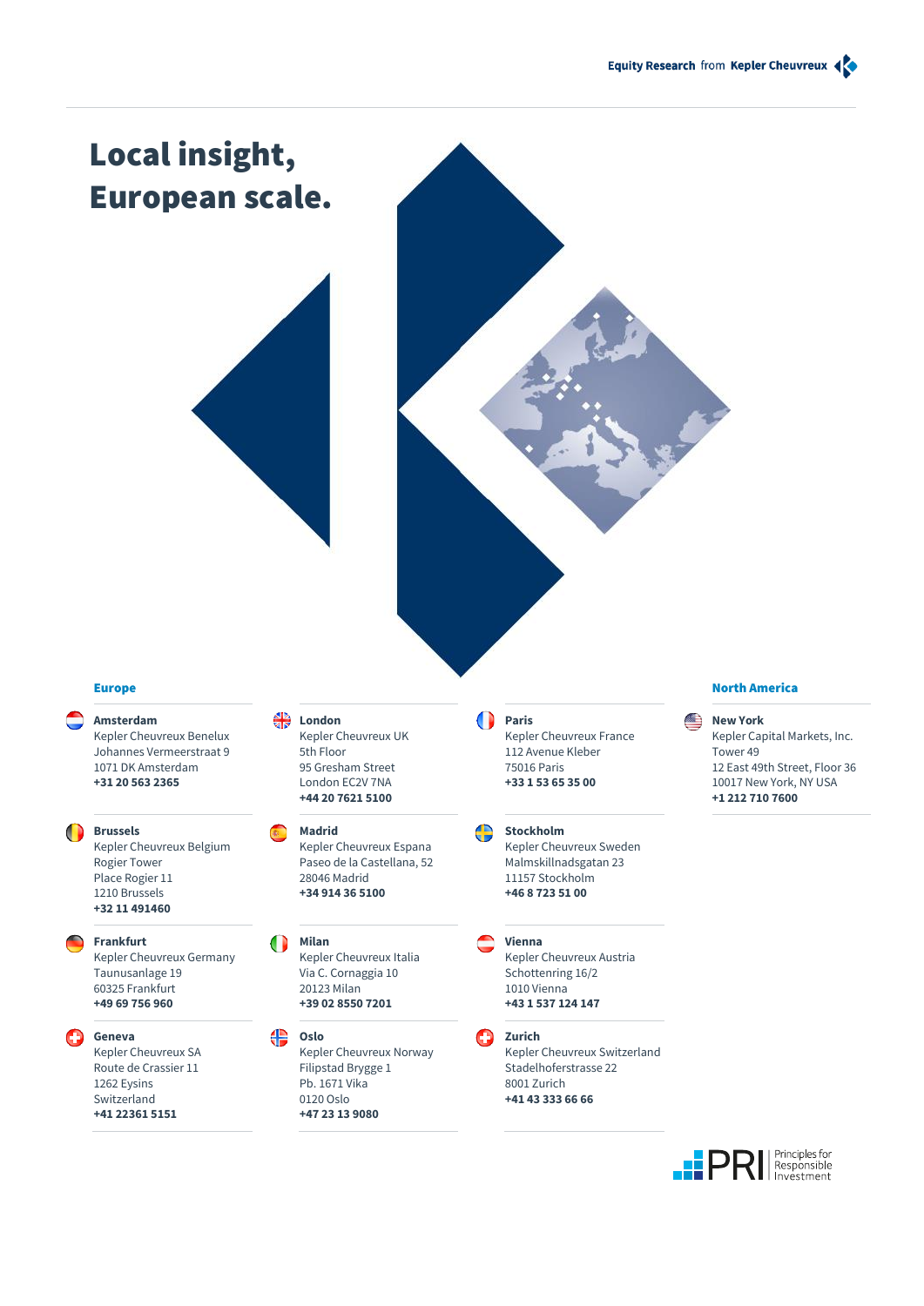# Local insight, European scale.

## Europe

**Amsterdam**
Kepler Cheuvreux Benelux
Johannes Vermeerstraat 9
1071 DK Amsterdam
**+31 20 563 2365**

**Brussels**
Kepler Cheuvreux Belgium
Rogier Tower
Place Rogier 11
1210 Brussels
**+32 11 491460**

**Frankfurt**
Kepler Cheuvreux Germany
Taunusanlage 19
60325 Frankfurt
**+49 69 756 960**

**Geneva**
Kepler Cheuvreux SA
Route de Crassier 11
1262 Eysins
Switzerland
**+41 22361 5151**

**London**
Kepler Cheuvreux UK
5th Floor
95 Gresham Street
London EC2V 7NA
**+44 20 7621 5100**

**Madrid**
Kepler Cheuvreux Espana
Paseo de la Castellana, 52
28046 Madrid
**+34 914 36 5100**

**Milan**
Kepler Cheuvreux Italia
Via C. Cornaggia 10
20123 Milan
**+39 02 8550 7201**

**Oslo**
Kepler Cheuvreux Norway
Filipstad Brygge 1
Pb. 1671 Vika
0120 Oslo
**+47 23 13 9080**

**Paris**
Kepler Cheuvreux France
112 Avenue Kleber
75016 Paris
**+33 1 53 65 35 00**

**Stockholm**
Kepler Cheuvreux Sweden
Malmskillnadsgatan 23
11157 Stockholm
**+46 8 723 51 00**

**Vienna**
Kepler Cheuvreux Austria
Schottenring 16/2
1010 Vienna
**+43 1 537 124 147**

**Zurich**
Kepler Cheuvreux Switzerland
Stadelhoferstrasse 22
8001 Zurich
**+41 43 333 66 66**

## North America

**New York**
Kepler Capital Markets, Inc.
Tower 49
12 East 49th Street, Floor 36
10017 New York, NY USA
**+1 212 710 7600**

PRI Principles for Responsible Investment